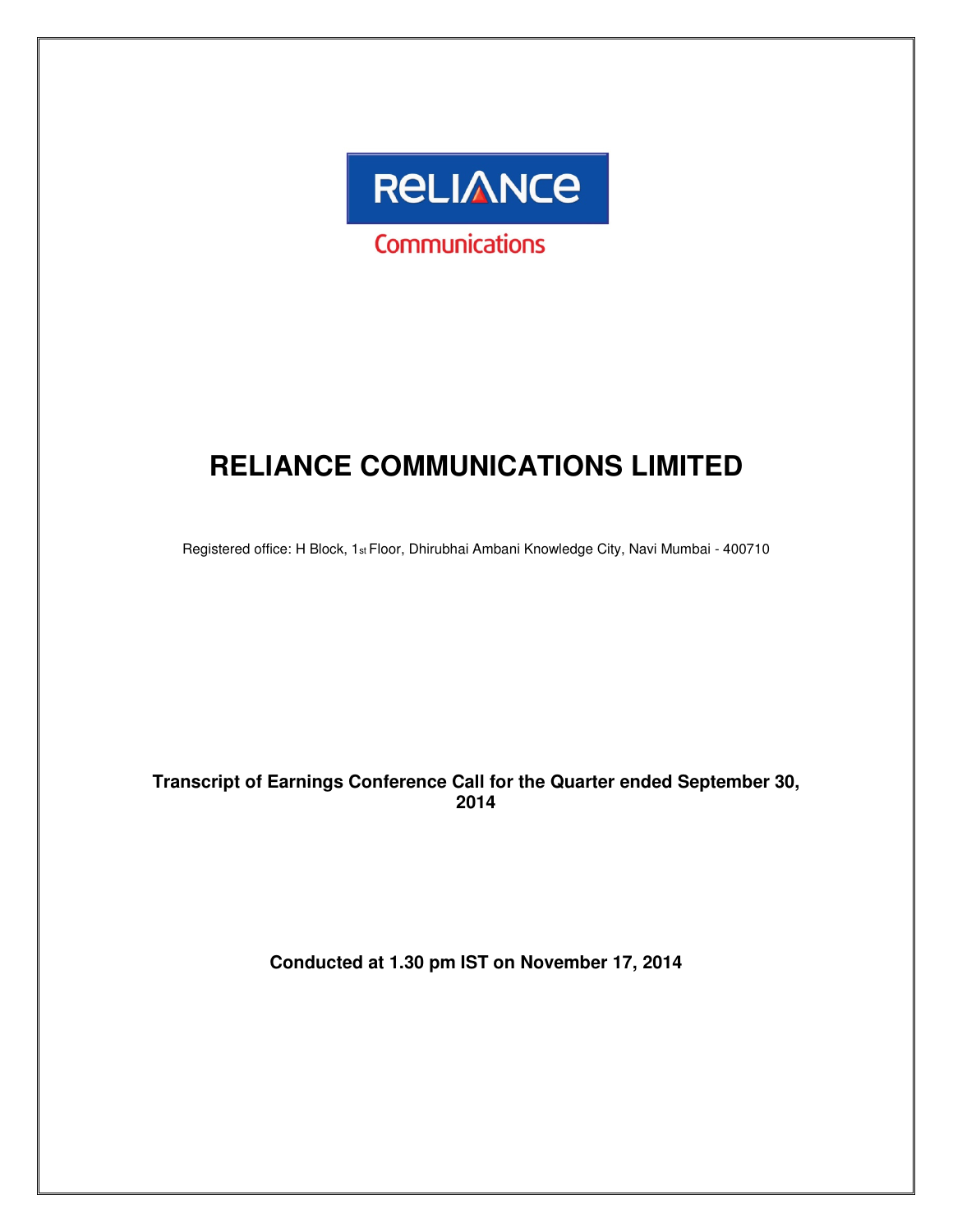# RELIANCE COMMUNICATIONS LIMITED

Registered office: H Block, 1st Floor, Dhirubhai Ambani Knowledge City, Navi Mumbai - 400710

**Transcript of Earnings Conference Call for the Quarter ended September 30, 2014**

**Conducted at 1.30 pm IST on November 17, 2014**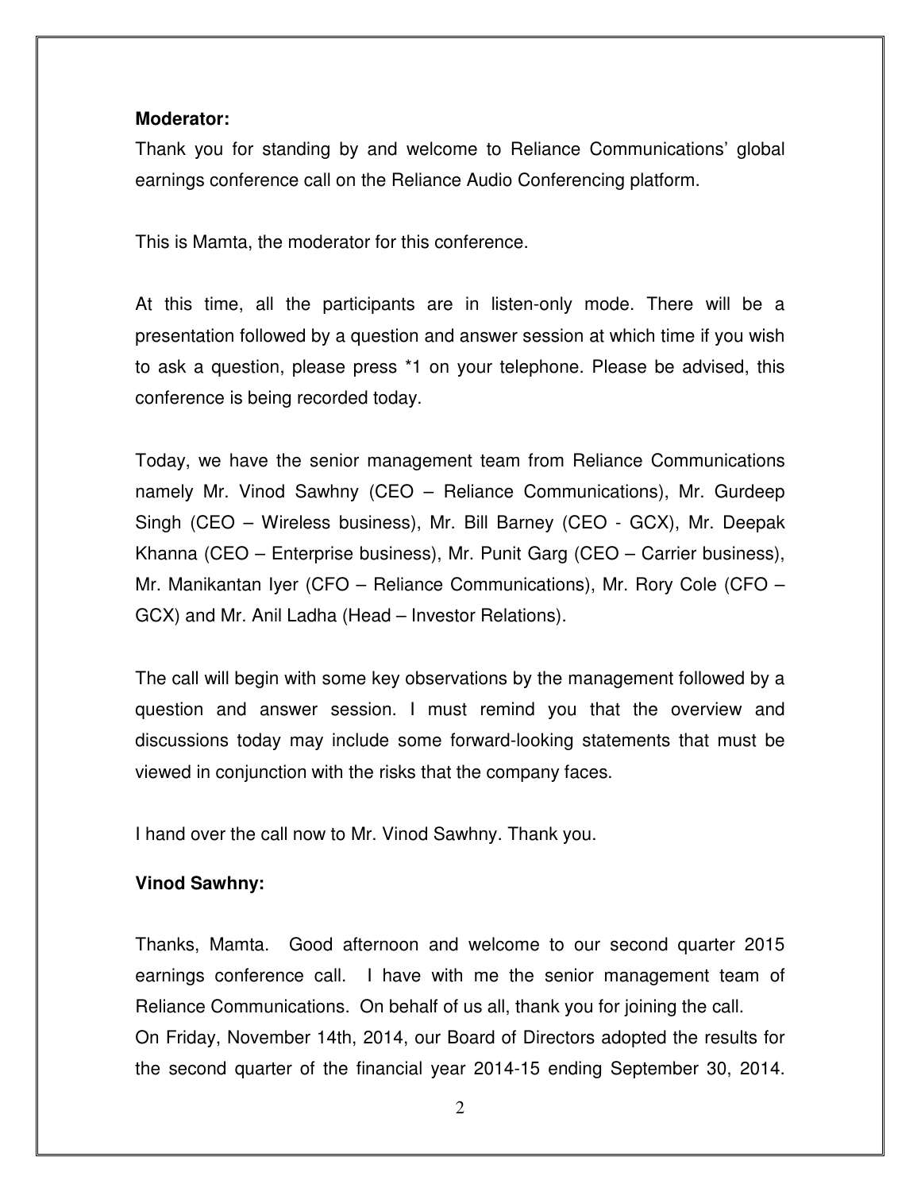**Moderator:**

Thank you for standing by and welcome to Reliance Communications' global earnings conference call on the Reliance Audio Conferencing platform.

This is Mamta, the moderator for this conference.

At this time, all the participants are in listen-only mode. There will be a presentation followed by a question and answer session at which time if you wish to ask a question, please press *1 on your telephone. Please be advised, this conference is being recorded today.

Today, we have the senior management team from Reliance Communications namely Mr. Vinod Sawhny (CEO – Reliance Communications), Mr. Gurdeep Singh (CEO – Wireless business), Mr. Bill Barney (CEO - GCX), Mr. Deepak Khanna (CEO – Enterprise business), Mr. Punit Garg (CEO – Carrier business), Mr. Manikantan Iyer (CFO – Reliance Communications), Mr. Rory Cole (CFO – GCX) and Mr. Anil Ladha (Head – Investor Relations).

The call will begin with some key observations by the management followed by a question and answer session. I must remind you that the overview and discussions today may include some forward-looking statements that must be viewed in conjunction with the risks that the company faces.

I hand over the call now to Mr. Vinod Sawhny. Thank you.

**Vinod Sawhny:**

Thanks, Mamta. Good afternoon and welcome to our second quarter 2015 earnings conference call. I have with me the senior management team of Reliance Communications. On behalf of us all, thank you for joining the call.

On Friday, November 14th, 2014, our Board of Directors adopted the results for the second quarter of the financial year 2014-15 ending September 30, 2014.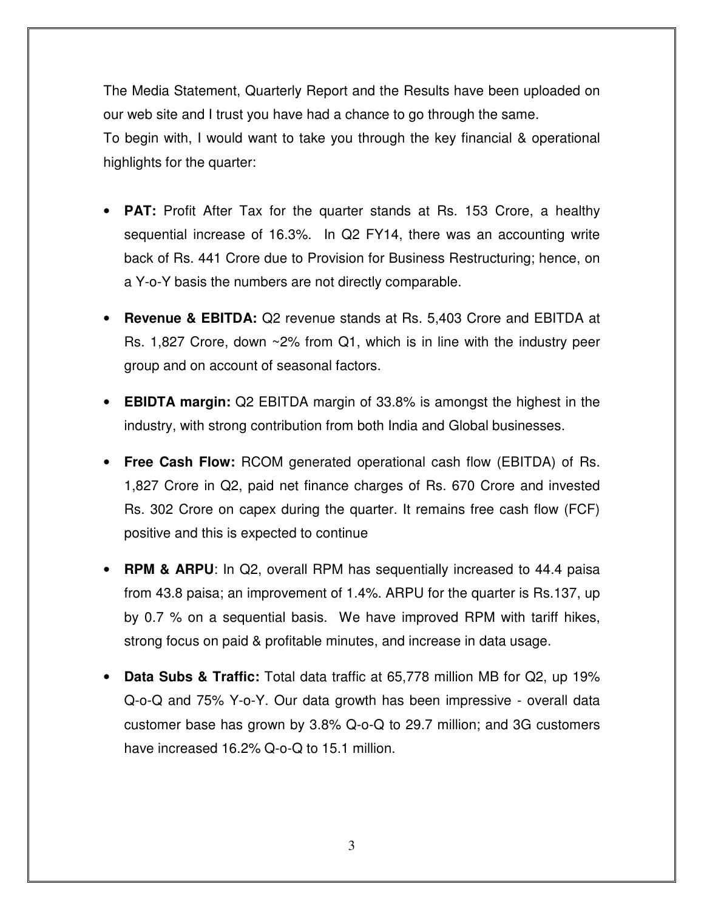The Media Statement, Quarterly Report and the Results have been uploaded on our web site and I trust you have had a chance to go through the same.

To begin with, I would want to take you through the key financial & operational highlights for the quarter:

- **PAT:** Profit After Tax for the quarter stands at Rs. 153 Crore, a healthy sequential increase of 16.3%. In Q2 FY14, there was an accounting write back of Rs. 441 Crore due to Provision for Business Restructuring; hence, on a Y-o-Y basis the numbers are not directly comparable.

- **Revenue & EBITDA:** Q2 revenue stands at Rs. 5,403 Crore and EBITDA at Rs. 1,827 Crore, down ~2% from Q1, which is in line with the industry peer group and on account of seasonal factors.

- **EBIDTA margin:** Q2 EBITDA margin of 33.8% is amongst the highest in the industry, with strong contribution from both India and Global businesses.

- **Free Cash Flow:** RCOM generated operational cash flow (EBITDA) of Rs. 1,827 Crore in Q2, paid net finance charges of Rs. 670 Crore and invested Rs. 302 Crore on capex during the quarter. It remains free cash flow (FCF) positive and this is expected to continue

- **RPM & ARPU**: In Q2, overall RPM has sequentially increased to 44.4 paisa from 43.8 paisa; an improvement of 1.4%. ARPU for the quarter is Rs.137, up by 0.7 % on a sequential basis. We have improved RPM with tariff hikes, strong focus on paid & profitable minutes, and increase in data usage.

- **Data Subs & Traffic:** Total data traffic at 65,778 million MB for Q2, up 19% Q-o-Q and 75% Y-o-Y. Our data growth has been impressive - overall data customer base has grown by 3.8% Q-o-Q to 29.7 million; and 3G customers have increased 16.2% Q-o-Q to 15.1 million.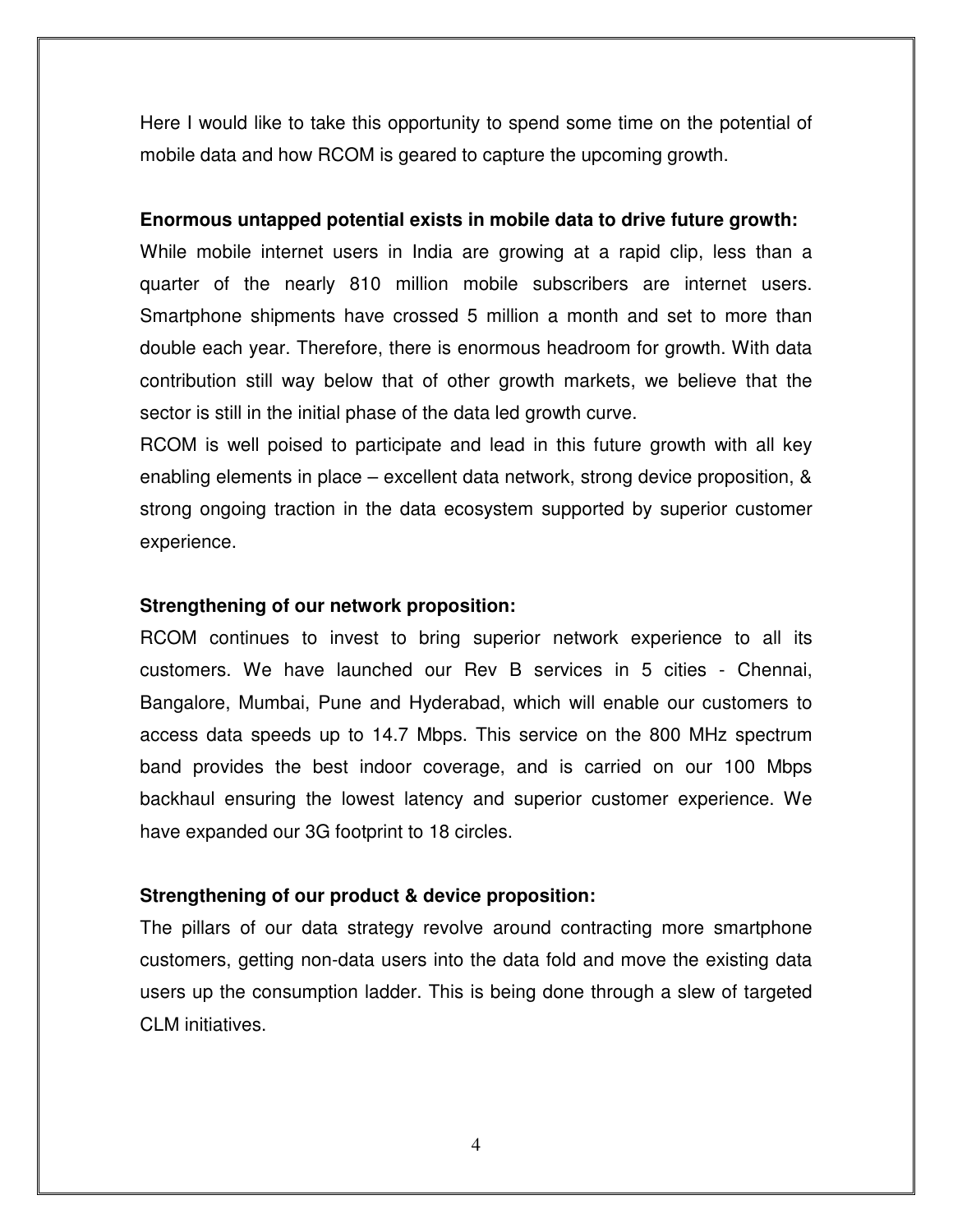Here I would like to take this opportunity to spend some time on the potential of mobile data and how RCOM is geared to capture the upcoming growth.

**Enormous untapped potential exists in mobile data to drive future growth:**

While mobile internet users in India are growing at a rapid clip, less than a quarter of the nearly 810 million mobile subscribers are internet users. Smartphone shipments have crossed 5 million a month and set to more than double each year. Therefore, there is enormous headroom for growth. With data contribution still way below that of other growth markets, we believe that the sector is still in the initial phase of the data led growth curve.

RCOM is well poised to participate and lead in this future growth with all key enabling elements in place – excellent data network, strong device proposition, & strong ongoing traction in the data ecosystem supported by superior customer experience.

**Strengthening of our network proposition:**

RCOM continues to invest to bring superior network experience to all its customers. We have launched our Rev B services in 5 cities - Chennai, Bangalore, Mumbai, Pune and Hyderabad, which will enable our customers to access data speeds up to 14.7 Mbps. This service on the 800 MHz spectrum band provides the best indoor coverage, and is carried on our 100 Mbps backhaul ensuring the lowest latency and superior customer experience. We have expanded our 3G footprint to 18 circles.

**Strengthening of our product & device proposition:**

The pillars of our data strategy revolve around contracting more smartphone customers, getting non-data users into the data fold and move the existing data users up the consumption ladder. This is being done through a slew of targeted CLM initiatives.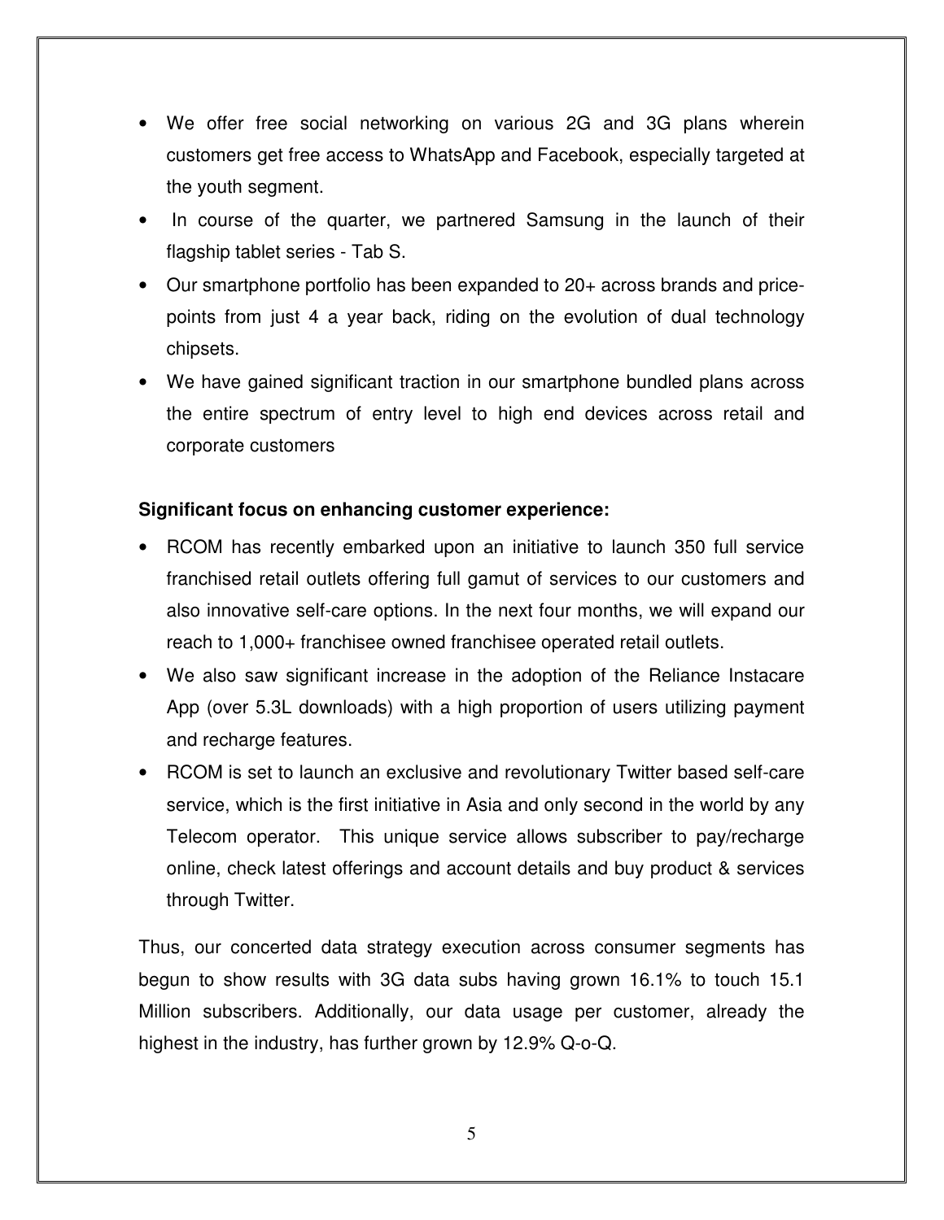- We offer free social networking on various 2G and 3G plans wherein customers get free access to WhatsApp and Facebook, especially targeted at the youth segment.
- In course of the quarter, we partnered Samsung in the launch of their flagship tablet series - Tab S.
- Our smartphone portfolio has been expanded to 20+ across brands and price-points from just 4 a year back, riding on the evolution of dual technology chipsets.
- We have gained significant traction in our smartphone bundled plans across the entire spectrum of entry level to high end devices across retail and corporate customers

**Significant focus on enhancing customer experience:**

- RCOM has recently embarked upon an initiative to launch 350 full service franchised retail outlets offering full gamut of services to our customers and also innovative self-care options. In the next four months, we will expand our reach to 1,000+ franchisee owned franchisee operated retail outlets.
- We also saw significant increase in the adoption of the Reliance Instacare App (over 5.3L downloads) with a high proportion of users utilizing payment and recharge features.
- RCOM is set to launch an exclusive and revolutionary Twitter based self-care service, which is the first initiative in Asia and only second in the world by any Telecom operator. This unique service allows subscriber to pay/recharge online, check latest offerings and account details and buy product & services through Twitter.

Thus, our concerted data strategy execution across consumer segments has begun to show results with 3G data subs having grown 16.1% to touch 15.1 Million subscribers. Additionally, our data usage per customer, already the highest in the industry, has further grown by 12.9% Q-o-Q.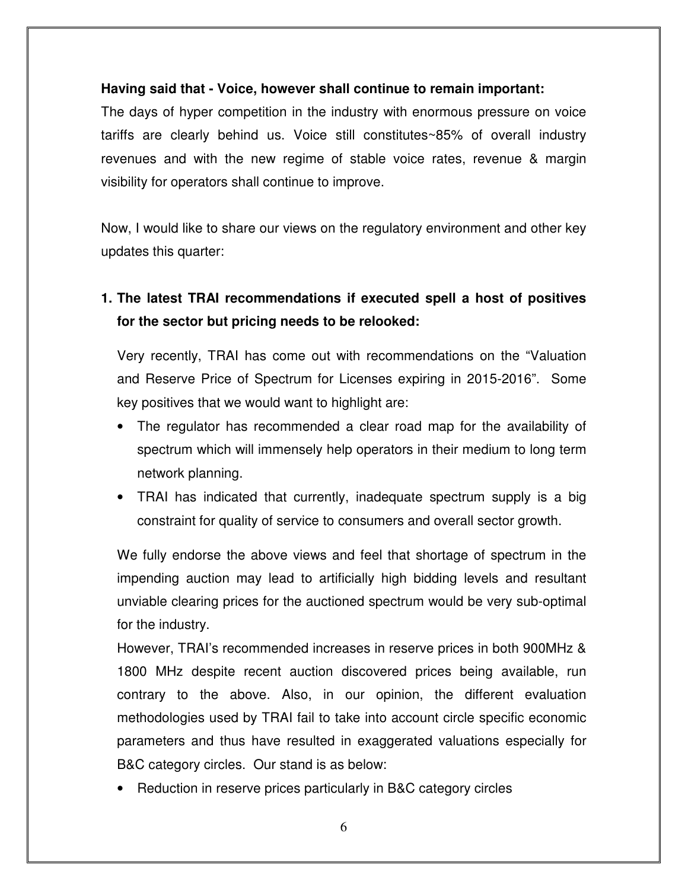**Having said that - Voice, however shall continue to remain important:**

The days of hyper competition in the industry with enormous pressure on voice tariffs are clearly behind us. Voice still constitutes~85% of overall industry revenues and with the new regime of stable voice rates, revenue & margin visibility for operators shall continue to improve.

Now, I would like to share our views on the regulatory environment and other key updates this quarter:

**1. The latest TRAI recommendations if executed spell a host of positives for the sector but pricing needs to be relooked:**

Very recently, TRAI has come out with recommendations on the “Valuation and Reserve Price of Spectrum for Licenses expiring in 2015-2016”. Some key positives that we would want to highlight are:

- The regulator has recommended a clear road map for the availability of spectrum which will immensely help operators in their medium to long term network planning.
- TRAI has indicated that currently, inadequate spectrum supply is a big constraint for quality of service to consumers and overall sector growth.

We fully endorse the above views and feel that shortage of spectrum in the impending auction may lead to artificially high bidding levels and resultant unviable clearing prices for the auctioned spectrum would be very sub-optimal for the industry.

However, TRAI’s recommended increases in reserve prices in both 900MHz & 1800 MHz despite recent auction discovered prices being available, run contrary to the above. Also, in our opinion, the different evaluation methodologies used by TRAI fail to take into account circle specific economic parameters and thus have resulted in exaggerated valuations especially for B&C category circles. Our stand is as below:

- Reduction in reserve prices particularly in B&C category circles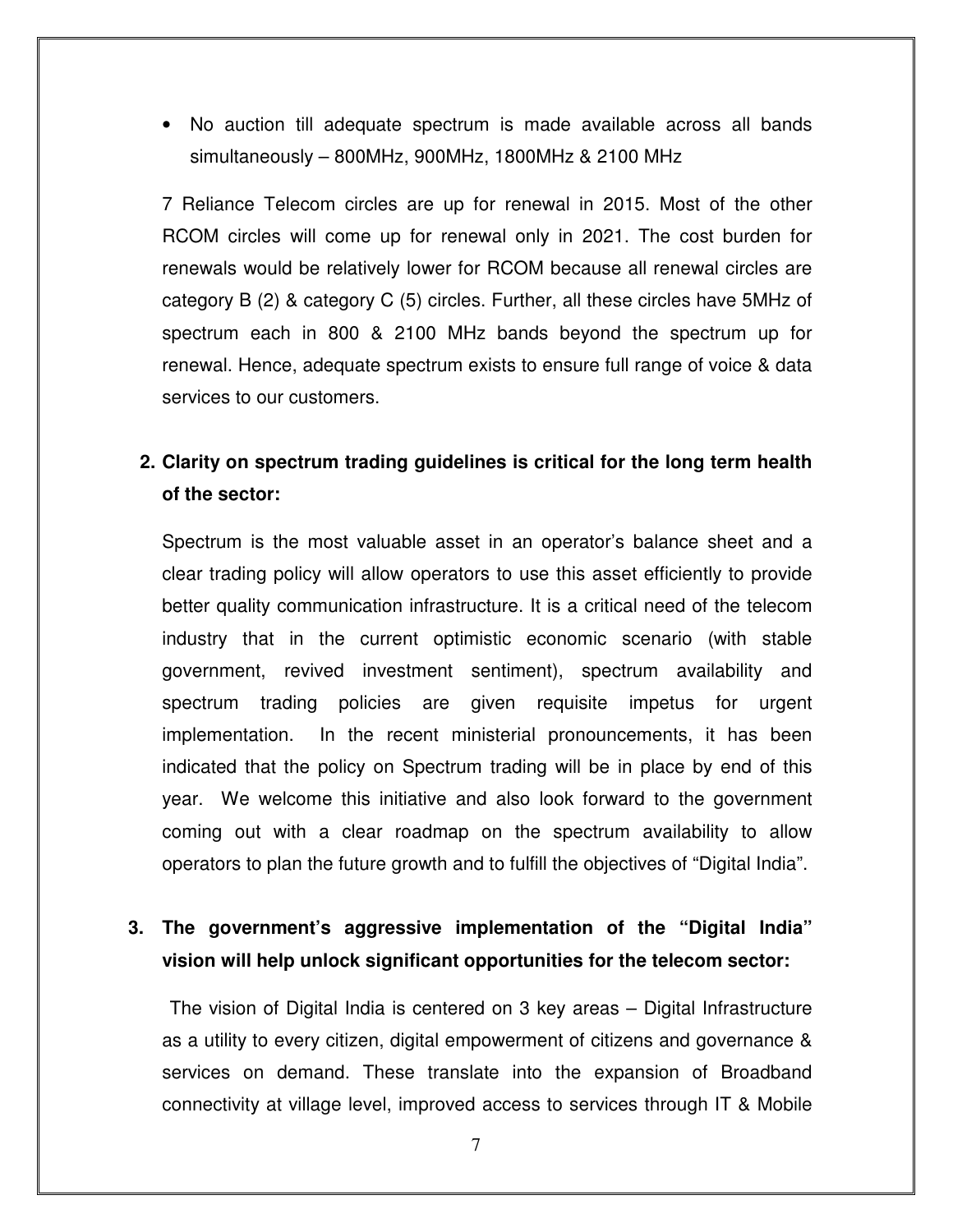- No auction till adequate spectrum is made available across all bands simultaneously – 800MHz, 900MHz, 1800MHz & 2100 MHz

7 Reliance Telecom circles are up for renewal in 2015. Most of the other RCOM circles will come up for renewal only in 2021. The cost burden for renewals would be relatively lower for RCOM because all renewal circles are category B (2) & category C (5) circles. Further, all these circles have 5MHz of spectrum each in 800 & 2100 MHz bands beyond the spectrum up for renewal. Hence, adequate spectrum exists to ensure full range of voice & data services to our customers.

**2. Clarity on spectrum trading guidelines is critical for the long term health of the sector:**

Spectrum is the most valuable asset in an operator's balance sheet and a clear trading policy will allow operators to use this asset efficiently to provide better quality communication infrastructure. It is a critical need of the telecom industry that in the current optimistic economic scenario (with stable government, revived investment sentiment), spectrum availability and spectrum trading policies are given requisite impetus for urgent implementation. In the recent ministerial pronouncements, it has been indicated that the policy on Spectrum trading will be in place by end of this year. We welcome this initiative and also look forward to the government coming out with a clear roadmap on the spectrum availability to allow operators to plan the future growth and to fulfill the objectives of "Digital India".

**3. The government's aggressive implementation of the "Digital India" vision will help unlock significant opportunities for the telecom sector:**

The vision of Digital India is centered on 3 key areas – Digital Infrastructure as a utility to every citizen, digital empowerment of citizens and governance & services on demand. These translate into the expansion of Broadband connectivity at village level, improved access to services through IT & Mobile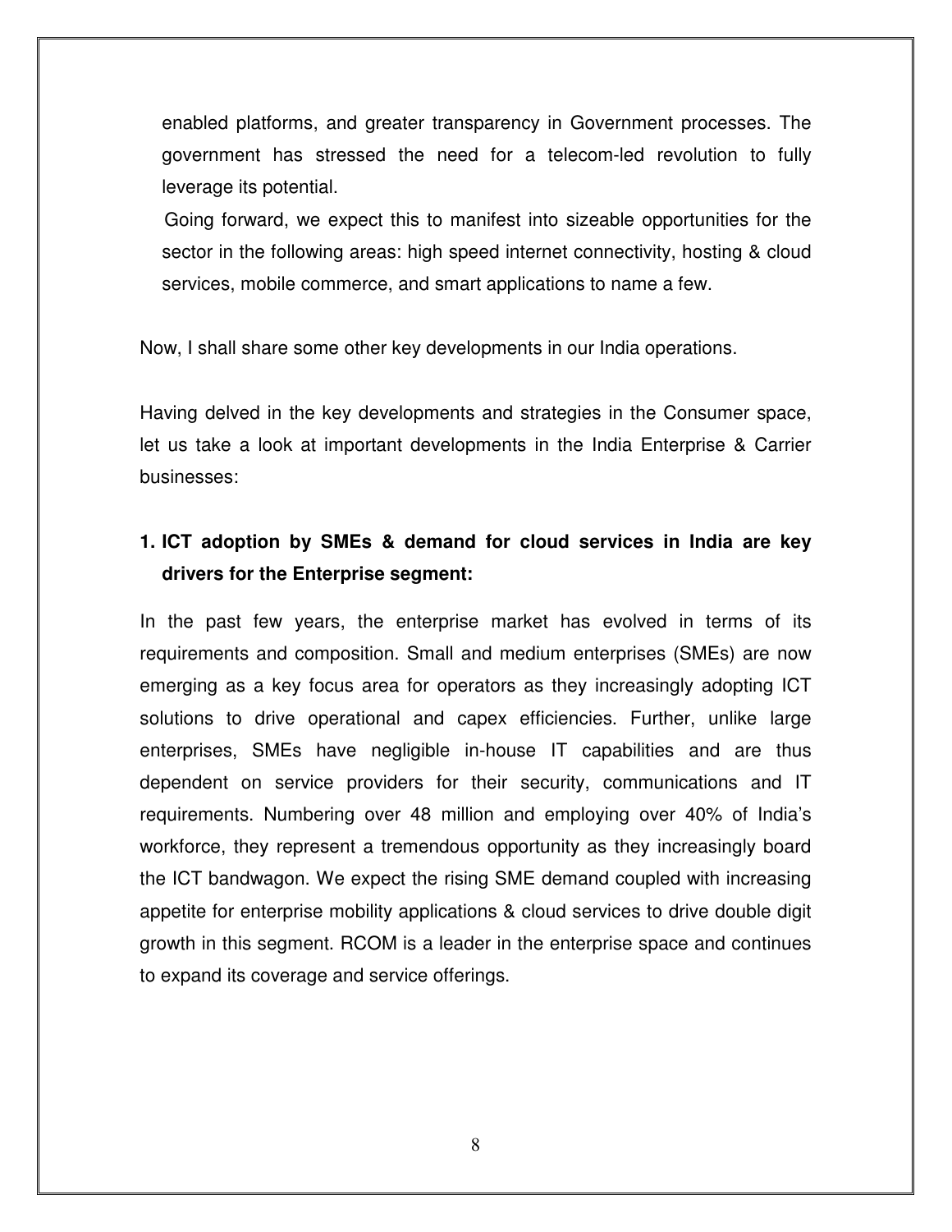enabled platforms, and greater transparency in Government processes. The government has stressed the need for a telecom-led revolution to fully leverage its potential.

Going forward, we expect this to manifest into sizeable opportunities for the sector in the following areas: high speed internet connectivity, hosting & cloud services, mobile commerce, and smart applications to name a few.

Now, I shall share some other key developments in our India operations.

Having delved in the key developments and strategies in the Consumer space, let us take a look at important developments in the India Enterprise & Carrier businesses:

**1. ICT adoption by SMEs & demand for cloud services in India are key drivers for the Enterprise segment:**

In the past few years, the enterprise market has evolved in terms of its requirements and composition. Small and medium enterprises (SMEs) are now emerging as a key focus area for operators as they increasingly adopting ICT solutions to drive operational and capex efficiencies. Further, unlike large enterprises, SMEs have negligible in-house IT capabilities and are thus dependent on service providers for their security, communications and IT requirements. Numbering over 48 million and employing over 40% of India's workforce, they represent a tremendous opportunity as they increasingly board the ICT bandwagon. We expect the rising SME demand coupled with increasing appetite for enterprise mobility applications & cloud services to drive double digit growth in this segment. RCOM is a leader in the enterprise space and continues to expand its coverage and service offerings.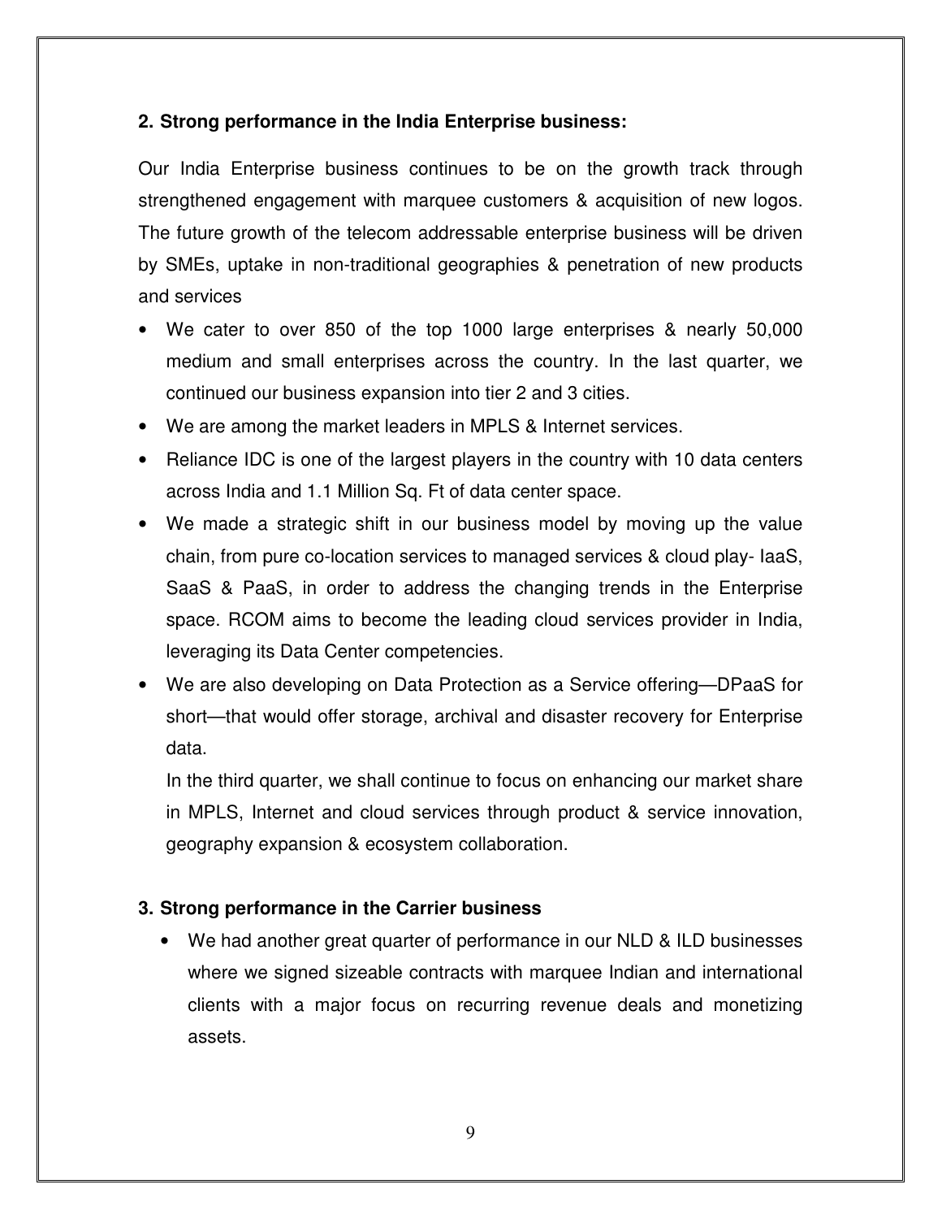**2. Strong performance in the India Enterprise business:**

Our India Enterprise business continues to be on the growth track through strengthened engagement with marquee customers & acquisition of new logos. The future growth of the telecom addressable enterprise business will be driven by SMEs, uptake in non-traditional geographies & penetration of new products and services

- We cater to over 850 of the top 1000 large enterprises & nearly 50,000 medium and small enterprises across the country. In the last quarter, we continued our business expansion into tier 2 and 3 cities.
- We are among the market leaders in MPLS & Internet services.
- Reliance IDC is one of the largest players in the country with 10 data centers across India and 1.1 Million Sq. Ft of data center space.
- We made a strategic shift in our business model by moving up the value chain, from pure co-location services to managed services & cloud play- IaaS, SaaS & PaaS, in order to address the changing trends in the Enterprise space. RCOM aims to become the leading cloud services provider in India, leveraging its Data Center competencies.
- We are also developing on Data Protection as a Service offering—DPaaS for short—that would offer storage, archival and disaster recovery for Enterprise data.

  In the third quarter, we shall continue to focus on enhancing our market share in MPLS, Internet and cloud services through product & service innovation, geography expansion & ecosystem collaboration.

**3. Strong performance in the Carrier business**

- We had another great quarter of performance in our NLD & ILD businesses where we signed sizeable contracts with marquee Indian and international clients with a major focus on recurring revenue deals and monetizing assets.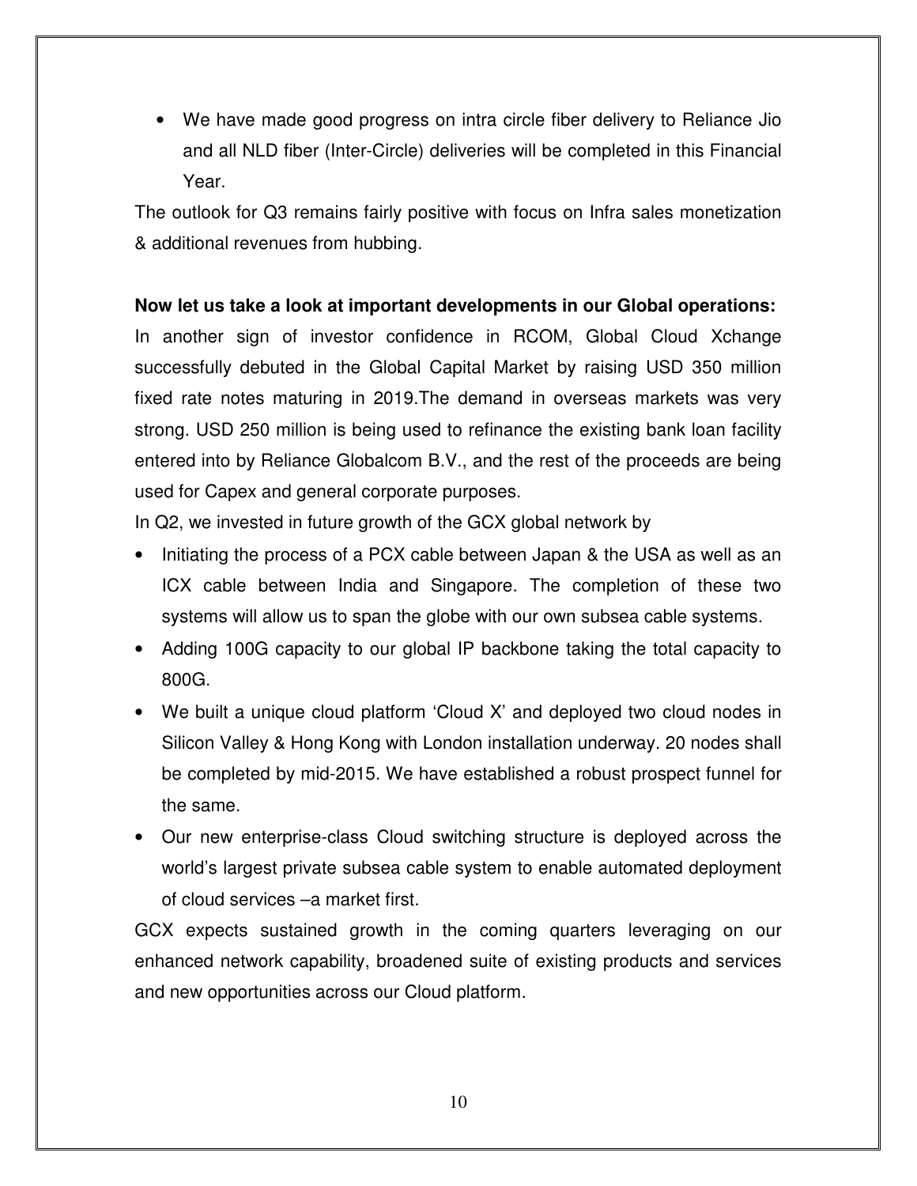- We have made good progress on intra circle fiber delivery to Reliance Jio and all NLD fiber (Inter-Circle) deliveries will be completed in this Financial Year.

The outlook for Q3 remains fairly positive with focus on Infra sales monetization & additional revenues from hubbing.

**Now let us take a look at important developments in our Global operations:**

In another sign of investor confidence in RCOM, Global Cloud Xchange successfully debuted in the Global Capital Market by raising USD 350 million fixed rate notes maturing in 2019.The demand in overseas markets was very strong. USD 250 million is being used to refinance the existing bank loan facility entered into by Reliance Globalcom B.V., and the rest of the proceeds are being used for Capex and general corporate purposes.

In Q2, we invested in future growth of the GCX global network by

- Initiating the process of a PCX cable between Japan & the USA as well as an ICX cable between India and Singapore. The completion of these two systems will allow us to span the globe with our own subsea cable systems.
- Adding 100G capacity to our global IP backbone taking the total capacity to 800G.
- We built a unique cloud platform 'Cloud X' and deployed two cloud nodes in Silicon Valley & Hong Kong with London installation underway. 20 nodes shall be completed by mid-2015. We have established a robust prospect funnel for the same.
- Our new enterprise-class Cloud switching structure is deployed across the world's largest private subsea cable system to enable automated deployment of cloud services –a market first.

GCX expects sustained growth in the coming quarters leveraging on our enhanced network capability, broadened suite of existing products and services and new opportunities across our Cloud platform.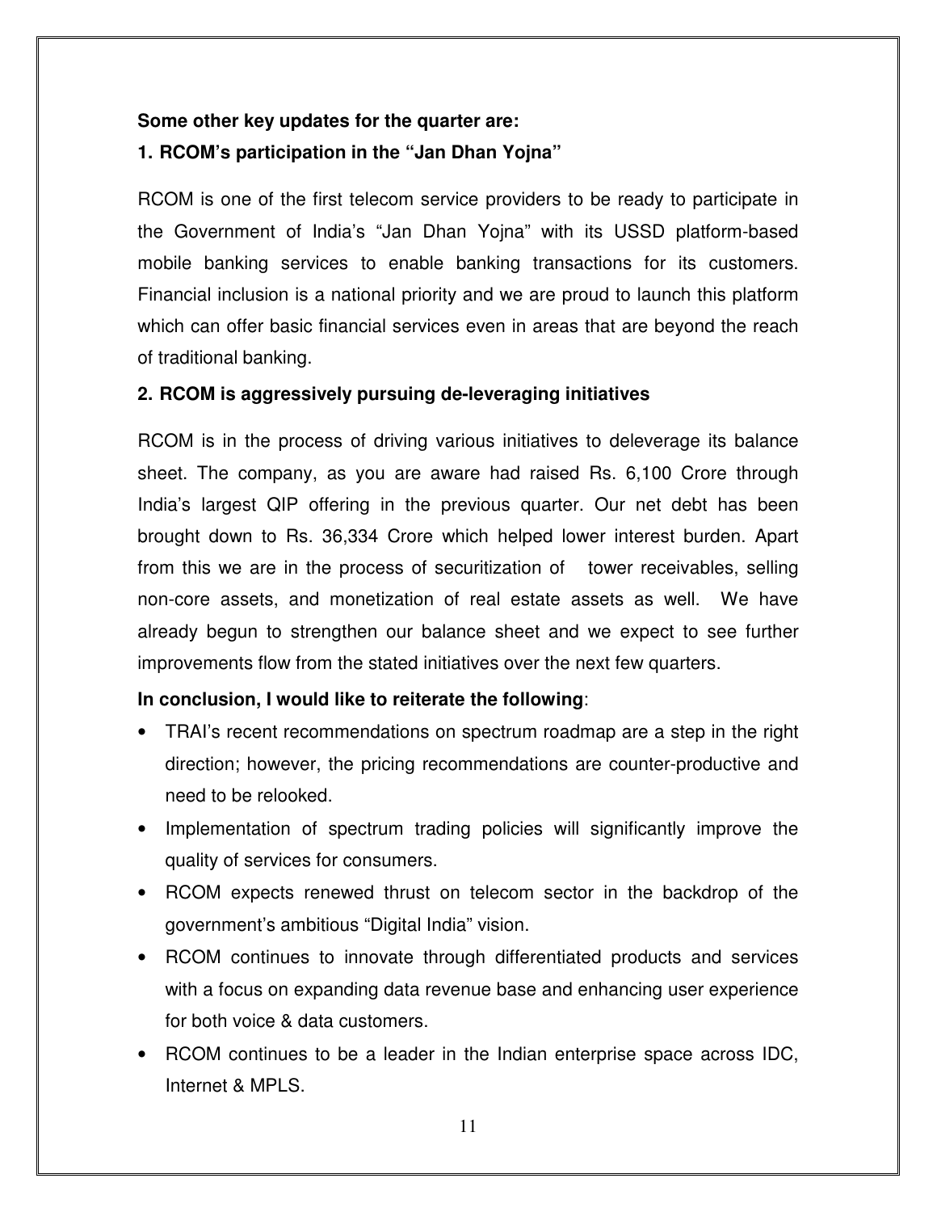**Some other key updates for the quarter are:**

**1. RCOM's participation in the "Jan Dhan Yojna"**

RCOM is one of the first telecom service providers to be ready to participate in the Government of India's "Jan Dhan Yojna" with its USSD platform-based mobile banking services to enable banking transactions for its customers. Financial inclusion is a national priority and we are proud to launch this platform which can offer basic financial services even in areas that are beyond the reach of traditional banking.

**2. RCOM is aggressively pursuing de-leveraging initiatives**

RCOM is in the process of driving various initiatives to deleverage its balance sheet. The company, as you are aware had raised Rs. 6,100 Crore through India's largest QIP offering in the previous quarter. Our net debt has been brought down to Rs. 36,334 Crore which helped lower interest burden. Apart from this we are in the process of securitization of tower receivables, selling non-core assets, and monetization of real estate assets as well. We have already begun to strengthen our balance sheet and we expect to see further improvements flow from the stated initiatives over the next few quarters.

**In conclusion, I would like to reiterate the following**:

- TRAI's recent recommendations on spectrum roadmap are a step in the right direction; however, the pricing recommendations are counter-productive and need to be relooked.
- Implementation of spectrum trading policies will significantly improve the quality of services for consumers.
- RCOM expects renewed thrust on telecom sector in the backdrop of the government's ambitious "Digital India" vision.
- RCOM continues to innovate through differentiated products and services with a focus on expanding data revenue base and enhancing user experience for both voice & data customers.
- RCOM continues to be a leader in the Indian enterprise space across IDC, Internet & MPLS.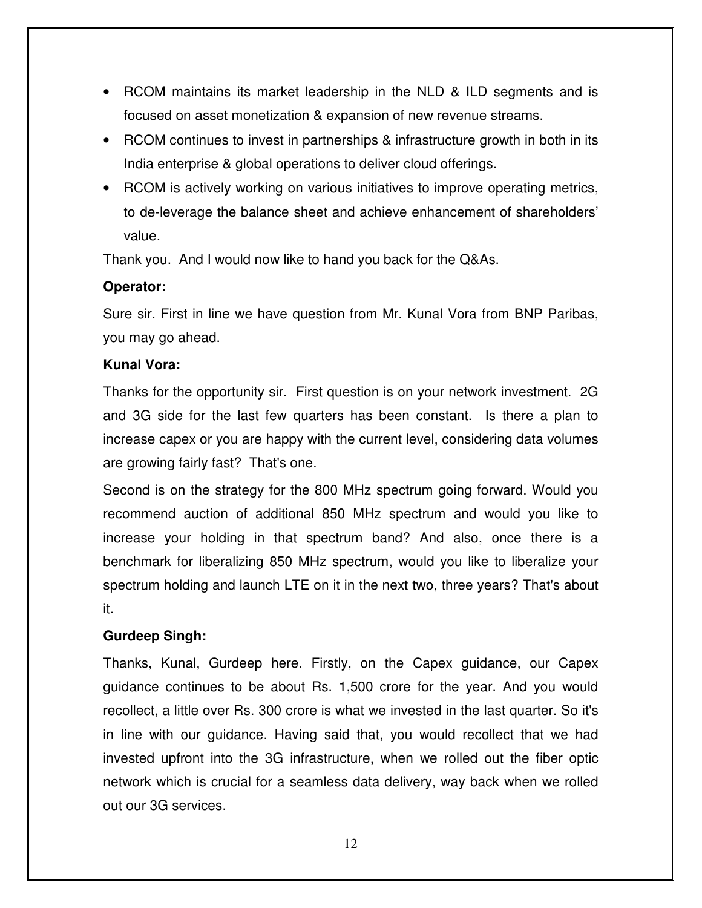- RCOM maintains its market leadership in the NLD & ILD segments and is focused on asset monetization & expansion of new revenue streams.
- RCOM continues to invest in partnerships & infrastructure growth in both in its India enterprise & global operations to deliver cloud offerings.
- RCOM is actively working on various initiatives to improve operating metrics, to de-leverage the balance sheet and achieve enhancement of shareholders' value.

Thank you. And I would now like to hand you back for the Q&As.

**Operator:**

Sure sir. First in line we have question from Mr. Kunal Vora from BNP Paribas, you may go ahead.

**Kunal Vora:**

Thanks for the opportunity sir. First question is on your network investment. 2G and 3G side for the last few quarters has been constant. Is there a plan to increase capex or you are happy with the current level, considering data volumes are growing fairly fast? That's one.

Second is on the strategy for the 800 MHz spectrum going forward. Would you recommend auction of additional 850 MHz spectrum and would you like to increase your holding in that spectrum band? And also, once there is a benchmark for liberalizing 850 MHz spectrum, would you like to liberalize your spectrum holding and launch LTE on it in the next two, three years? That's about it.

**Gurdeep Singh:**

Thanks, Kunal, Gurdeep here. Firstly, on the Capex guidance, our Capex guidance continues to be about Rs. 1,500 crore for the year. And you would recollect, a little over Rs. 300 crore is what we invested in the last quarter. So it's in line with our guidance. Having said that, you would recollect that we had invested upfront into the 3G infrastructure, when we rolled out the fiber optic network which is crucial for a seamless data delivery, way back when we rolled out our 3G services.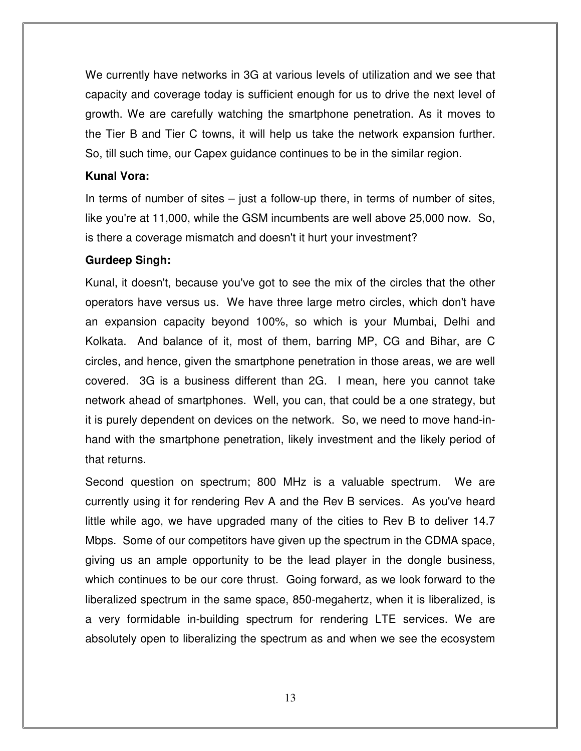We currently have networks in 3G at various levels of utilization and we see that capacity and coverage today is sufficient enough for us to drive the next level of growth. We are carefully watching the smartphone penetration. As it moves to the Tier B and Tier C towns, it will help us take the network expansion further. So, till such time, our Capex guidance continues to be in the similar region.

**Kunal Vora:**

In terms of number of sites – just a follow-up there, in terms of number of sites, like you're at 11,000, while the GSM incumbents are well above 25,000 now. So, is there a coverage mismatch and doesn't it hurt your investment?

**Gurdeep Singh:**

Kunal, it doesn't, because you've got to see the mix of the circles that the other operators have versus us. We have three large metro circles, which don't have an expansion capacity beyond 100%, so which is your Mumbai, Delhi and Kolkata. And balance of it, most of them, barring MP, CG and Bihar, are C circles, and hence, given the smartphone penetration in those areas, we are well covered. 3G is a business different than 2G. I mean, here you cannot take network ahead of smartphones. Well, you can, that could be a one strategy, but it is purely dependent on devices on the network. So, we need to move hand-in-hand with the smartphone penetration, likely investment and the likely period of that returns.

Second question on spectrum; 800 MHz is a valuable spectrum. We are currently using it for rendering Rev A and the Rev B services. As you've heard little while ago, we have upgraded many of the cities to Rev B to deliver 14.7 Mbps. Some of our competitors have given up the spectrum in the CDMA space, giving us an ample opportunity to be the lead player in the dongle business, which continues to be our core thrust. Going forward, as we look forward to the liberalized spectrum in the same space, 850-megahertz, when it is liberalized, is a very formidable in-building spectrum for rendering LTE services. We are absolutely open to liberalizing the spectrum as and when we see the ecosystem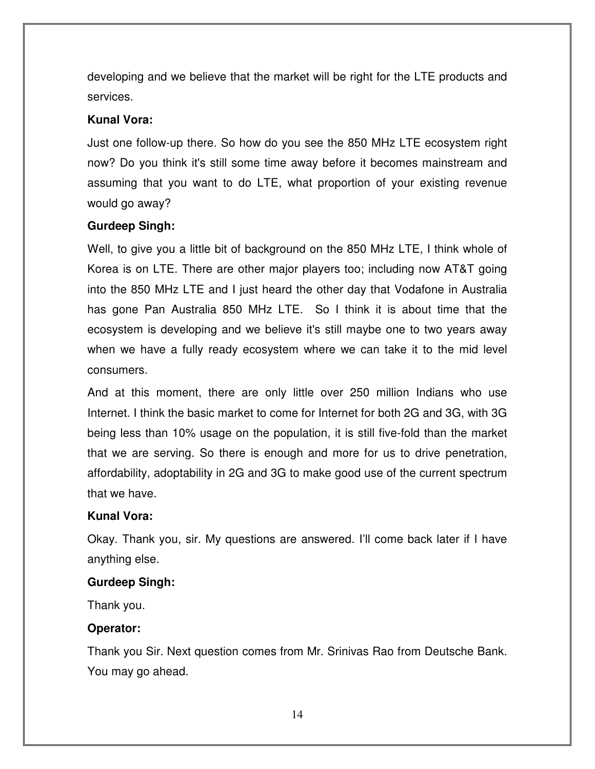developing and we believe that the market will be right for the LTE products and services.

**Kunal Vora:**

Just one follow-up there. So how do you see the 850 MHz LTE ecosystem right now? Do you think it's still some time away before it becomes mainstream and assuming that you want to do LTE, what proportion of your existing revenue would go away?

**Gurdeep Singh:**

Well, to give you a little bit of background on the 850 MHz LTE, I think whole of Korea is on LTE. There are other major players too; including now AT&T going into the 850 MHz LTE and I just heard the other day that Vodafone in Australia has gone Pan Australia 850 MHz LTE. So I think it is about time that the ecosystem is developing and we believe it's still maybe one to two years away when we have a fully ready ecosystem where we can take it to the mid level consumers.

And at this moment, there are only little over 250 million Indians who use Internet. I think the basic market to come for Internet for both 2G and 3G, with 3G being less than 10% usage on the population, it is still five-fold than the market that we are serving. So there is enough and more for us to drive penetration, affordability, adoptability in 2G and 3G to make good use of the current spectrum that we have.

**Kunal Vora:**

Okay. Thank you, sir. My questions are answered. I'll come back later if I have anything else.

**Gurdeep Singh:**

Thank you.

**Operator:**

Thank you Sir. Next question comes from Mr. Srinivas Rao from Deutsche Bank. You may go ahead.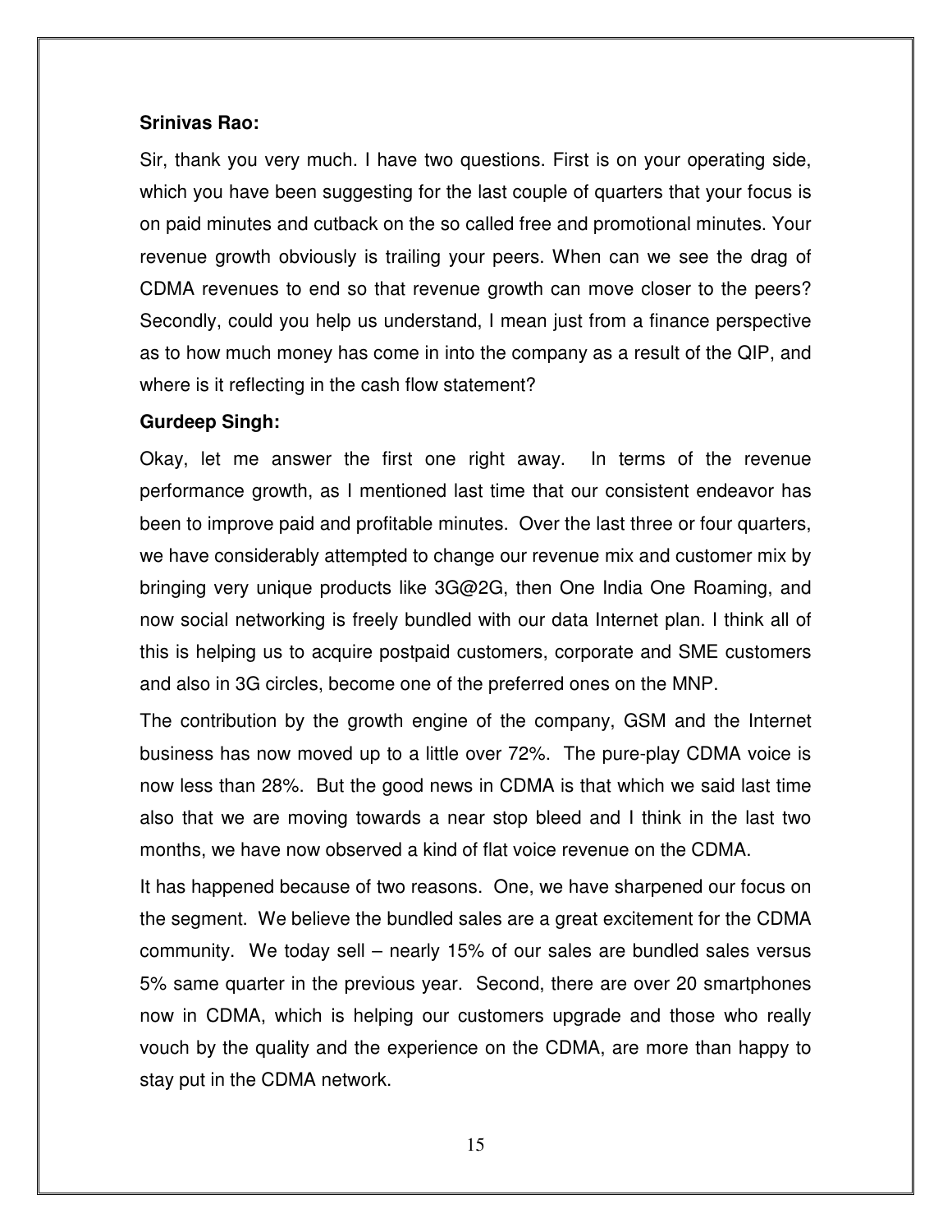**Srinivas Rao:**

Sir, thank you very much. I have two questions. First is on your operating side, which you have been suggesting for the last couple of quarters that your focus is on paid minutes and cutback on the so called free and promotional minutes. Your revenue growth obviously is trailing your peers. When can we see the drag of CDMA revenues to end so that revenue growth can move closer to the peers? Secondly, could you help us understand, I mean just from a finance perspective as to how much money has come in into the company as a result of the QIP, and where is it reflecting in the cash flow statement?

**Gurdeep Singh:**

Okay, let me answer the first one right away. In terms of the revenue performance growth, as I mentioned last time that our consistent endeavor has been to improve paid and profitable minutes. Over the last three or four quarters, we have considerably attempted to change our revenue mix and customer mix by bringing very unique products like 3G@2G, then One India One Roaming, and now social networking is freely bundled with our data Internet plan. I think all of this is helping us to acquire postpaid customers, corporate and SME customers and also in 3G circles, become one of the preferred ones on the MNP.

The contribution by the growth engine of the company, GSM and the Internet business has now moved up to a little over 72%. The pure-play CDMA voice is now less than 28%. But the good news in CDMA is that which we said last time also that we are moving towards a near stop bleed and I think in the last two months, we have now observed a kind of flat voice revenue on the CDMA.

It has happened because of two reasons. One, we have sharpened our focus on the segment. We believe the bundled sales are a great excitement for the CDMA community. We today sell – nearly 15% of our sales are bundled sales versus 5% same quarter in the previous year. Second, there are over 20 smartphones now in CDMA, which is helping our customers upgrade and those who really vouch by the quality and the experience on the CDMA, are more than happy to stay put in the CDMA network.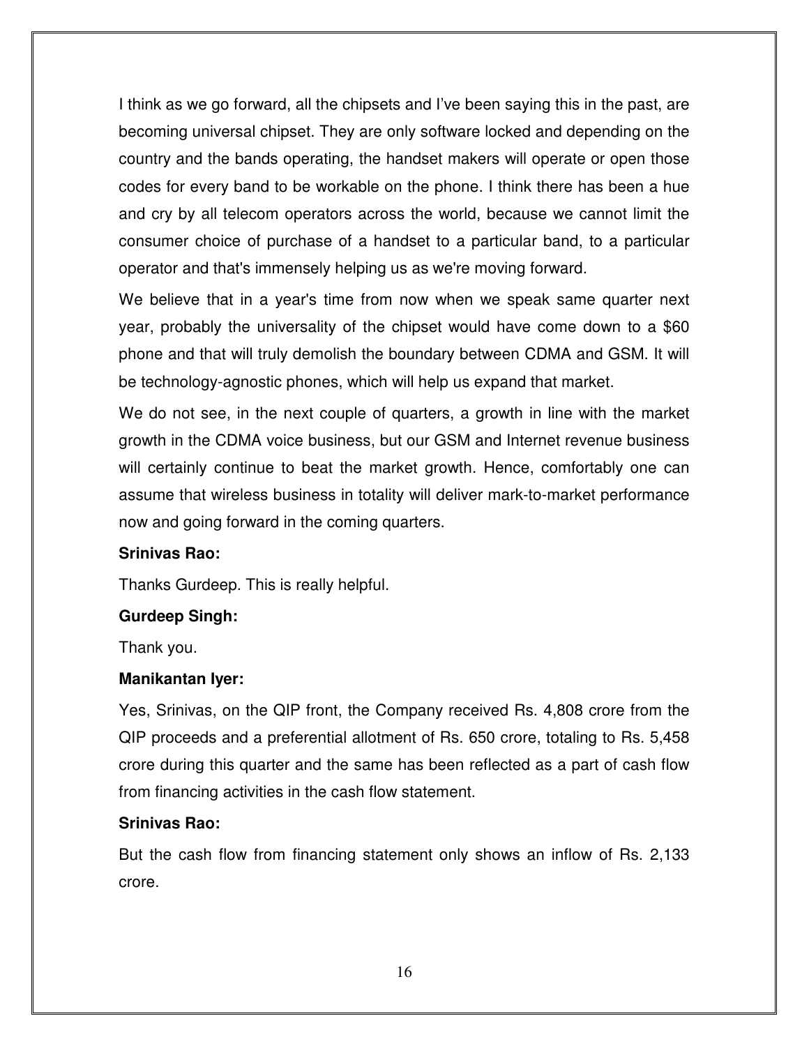I think as we go forward, all the chipsets and I've been saying this in the past, are becoming universal chipset. They are only software locked and depending on the country and the bands operating, the handset makers will operate or open those codes for every band to be workable on the phone. I think there has been a hue and cry by all telecom operators across the world, because we cannot limit the consumer choice of purchase of a handset to a particular band, to a particular operator and that's immensely helping us as we're moving forward.

We believe that in a year's time from now when we speak same quarter next year, probably the universality of the chipset would have come down to a $60 phone and that will truly demolish the boundary between CDMA and GSM. It will be technology-agnostic phones, which will help us expand that market.

We do not see, in the next couple of quarters, a growth in line with the market growth in the CDMA voice business, but our GSM and Internet revenue business will certainly continue to beat the market growth. Hence, comfortably one can assume that wireless business in totality will deliver mark-to-market performance now and going forward in the coming quarters.

**Srinivas Rao:**

Thanks Gurdeep. This is really helpful.

**Gurdeep Singh:**

Thank you.

**Manikantan Iyer:**

Yes, Srinivas, on the QIP front, the Company received Rs. 4,808 crore from the QIP proceeds and a preferential allotment of Rs. 650 crore, totaling to Rs. 5,458 crore during this quarter and the same has been reflected as a part of cash flow from financing activities in the cash flow statement.

**Srinivas Rao:**

But the cash flow from financing statement only shows an inflow of Rs. 2,133 crore.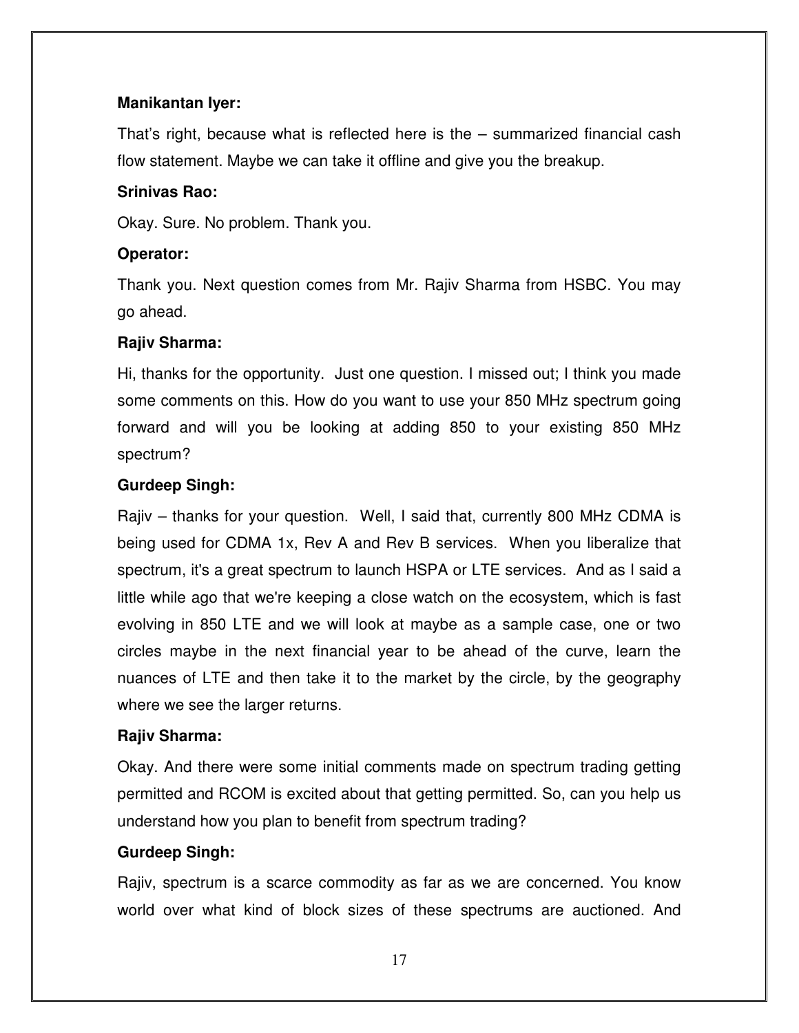**Manikantan Iyer:**

That's right, because what is reflected here is the – summarized financial cash flow statement. Maybe we can take it offline and give you the breakup.

**Srinivas Rao:**

Okay. Sure. No problem. Thank you.

**Operator:**

Thank you. Next question comes from Mr. Rajiv Sharma from HSBC. You may go ahead.

**Rajiv Sharma:**

Hi, thanks for the opportunity. Just one question. I missed out; I think you made some comments on this. How do you want to use your 850 MHz spectrum going forward and will you be looking at adding 850 to your existing 850 MHz spectrum?

**Gurdeep Singh:**

Rajiv – thanks for your question. Well, I said that, currently 800 MHz CDMA is being used for CDMA 1x, Rev A and Rev B services. When you liberalize that spectrum, it's a great spectrum to launch HSPA or LTE services. And as I said a little while ago that we're keeping a close watch on the ecosystem, which is fast evolving in 850 LTE and we will look at maybe as a sample case, one or two circles maybe in the next financial year to be ahead of the curve, learn the nuances of LTE and then take it to the market by the circle, by the geography where we see the larger returns.

**Rajiv Sharma:**

Okay. And there were some initial comments made on spectrum trading getting permitted and RCOM is excited about that getting permitted. So, can you help us understand how you plan to benefit from spectrum trading?

**Gurdeep Singh:**

Rajiv, spectrum is a scarce commodity as far as we are concerned. You know world over what kind of block sizes of these spectrums are auctioned. And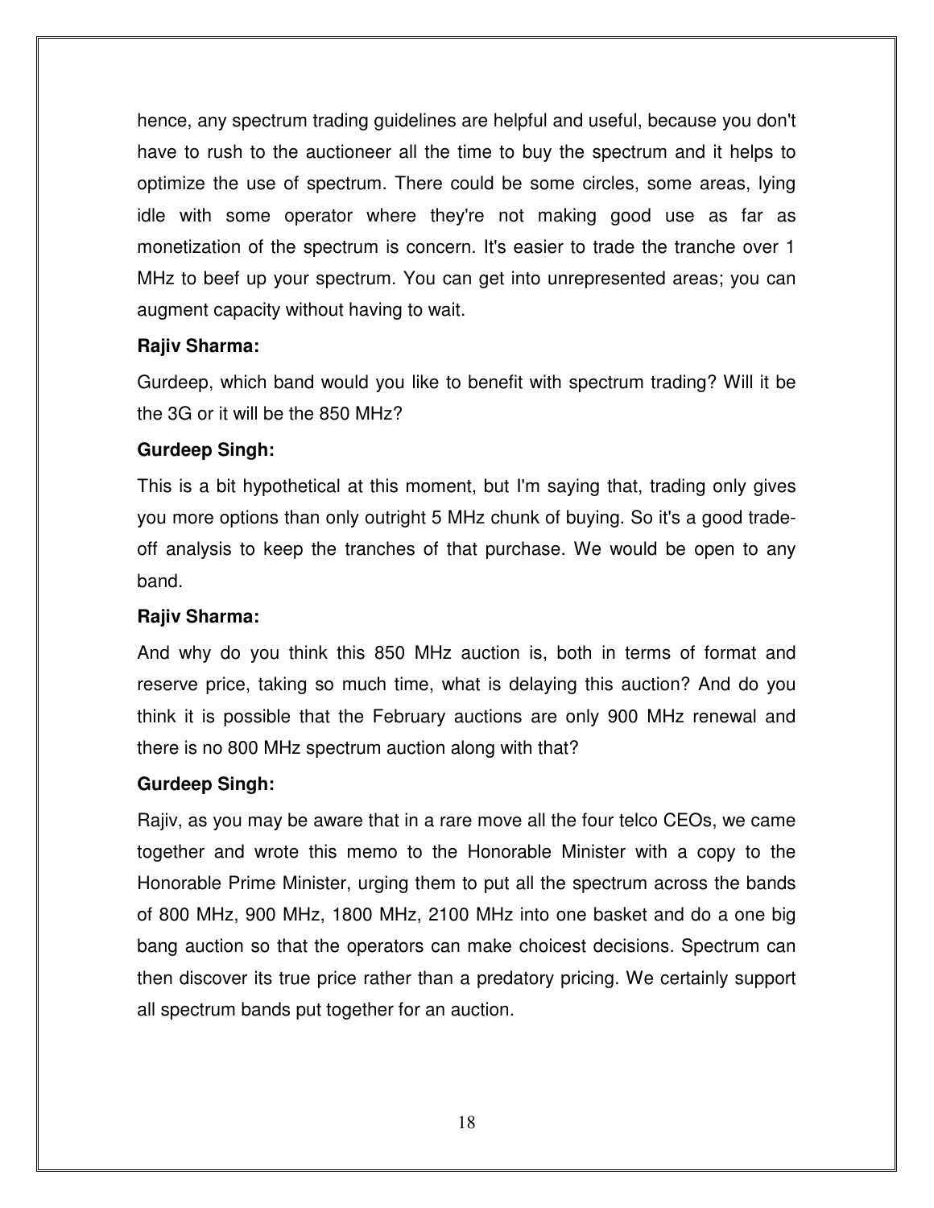hence, any spectrum trading guidelines are helpful and useful, because you don't have to rush to the auctioneer all the time to buy the spectrum and it helps to optimize the use of spectrum. There could be some circles, some areas, lying idle with some operator where they're not making good use as far as monetization of the spectrum is concern. It's easier to trade the tranche over 1 MHz to beef up your spectrum. You can get into unrepresented areas; you can augment capacity without having to wait.

**Rajiv Sharma:**

Gurdeep, which band would you like to benefit with spectrum trading? Will it be the 3G or it will be the 850 MHz?

**Gurdeep Singh:**

This is a bit hypothetical at this moment, but I'm saying that, trading only gives you more options than only outright 5 MHz chunk of buying. So it's a good trade-off analysis to keep the tranches of that purchase. We would be open to any band.

**Rajiv Sharma:**

And why do you think this 850 MHz auction is, both in terms of format and reserve price, taking so much time, what is delaying this auction? And do you think it is possible that the February auctions are only 900 MHz renewal and there is no 800 MHz spectrum auction along with that?

**Gurdeep Singh:**

Rajiv, as you may be aware that in a rare move all the four telco CEOs, we came together and wrote this memo to the Honorable Minister with a copy to the Honorable Prime Minister, urging them to put all the spectrum across the bands of 800 MHz, 900 MHz, 1800 MHz, 2100 MHz into one basket and do a one big bang auction so that the operators can make choicest decisions. Spectrum can then discover its true price rather than a predatory pricing. We certainly support all spectrum bands put together for an auction.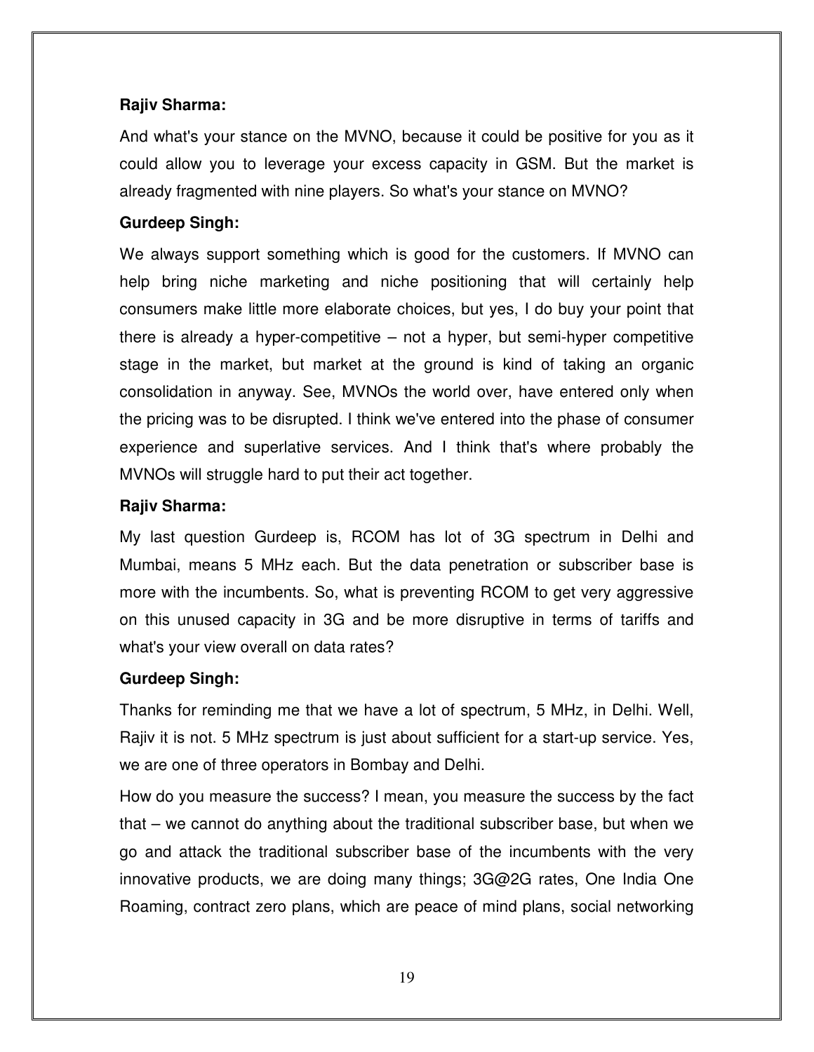**Rajiv Sharma:**

And what's your stance on the MVNO, because it could be positive for you as it could allow you to leverage your excess capacity in GSM. But the market is already fragmented with nine players. So what's your stance on MVNO?

**Gurdeep Singh:**

We always support something which is good for the customers. If MVNO can help bring niche marketing and niche positioning that will certainly help consumers make little more elaborate choices, but yes, I do buy your point that there is already a hyper-competitive – not a hyper, but semi-hyper competitive stage in the market, but market at the ground is kind of taking an organic consolidation in anyway. See, MVNOs the world over, have entered only when the pricing was to be disrupted. I think we've entered into the phase of consumer experience and superlative services. And I think that's where probably the MVNOs will struggle hard to put their act together.

**Rajiv Sharma:**

My last question Gurdeep is, RCOM has lot of 3G spectrum in Delhi and Mumbai, means 5 MHz each. But the data penetration or subscriber base is more with the incumbents. So, what is preventing RCOM to get very aggressive on this unused capacity in 3G and be more disruptive in terms of tariffs and what's your view overall on data rates?

**Gurdeep Singh:**

Thanks for reminding me that we have a lot of spectrum, 5 MHz, in Delhi. Well, Rajiv it is not. 5 MHz spectrum is just about sufficient for a start-up service. Yes, we are one of three operators in Bombay and Delhi.

How do you measure the success? I mean, you measure the success by the fact that – we cannot do anything about the traditional subscriber base, but when we go and attack the traditional subscriber base of the incumbents with the very innovative products, we are doing many things; 3G@2G rates, One India One Roaming, contract zero plans, which are peace of mind plans, social networking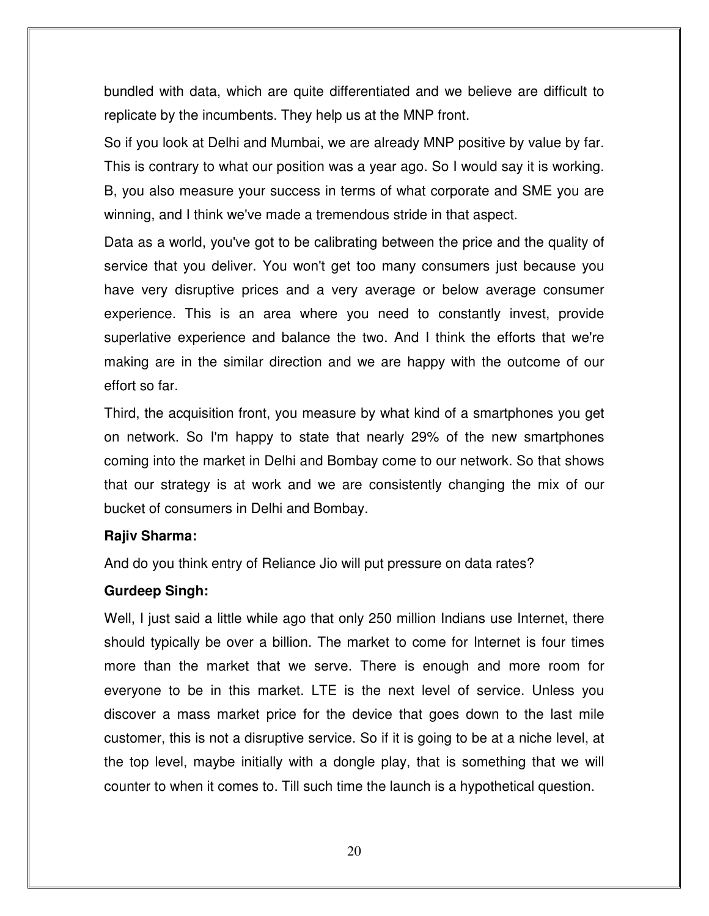bundled with data, which are quite differentiated and we believe are difficult to replicate by the incumbents. They help us at the MNP front.

So if you look at Delhi and Mumbai, we are already MNP positive by value by far. This is contrary to what our position was a year ago. So I would say it is working. B, you also measure your success in terms of what corporate and SME you are winning, and I think we've made a tremendous stride in that aspect.

Data as a world, you've got to be calibrating between the price and the quality of service that you deliver. You won't get too many consumers just because you have very disruptive prices and a very average or below average consumer experience. This is an area where you need to constantly invest, provide superlative experience and balance the two. And I think the efforts that we're making are in the similar direction and we are happy with the outcome of our effort so far.

Third, the acquisition front, you measure by what kind of a smartphones you get on network. So I'm happy to state that nearly 29% of the new smartphones coming into the market in Delhi and Bombay come to our network. So that shows that our strategy is at work and we are consistently changing the mix of our bucket of consumers in Delhi and Bombay.

**Rajiv Sharma:**

And do you think entry of Reliance Jio will put pressure on data rates?

**Gurdeep Singh:**

Well, I just said a little while ago that only 250 million Indians use Internet, there should typically be over a billion. The market to come for Internet is four times more than the market that we serve. There is enough and more room for everyone to be in this market. LTE is the next level of service. Unless you discover a mass market price for the device that goes down to the last mile customer, this is not a disruptive service. So if it is going to be at a niche level, at the top level, maybe initially with a dongle play, that is something that we will counter to when it comes to. Till such time the launch is a hypothetical question.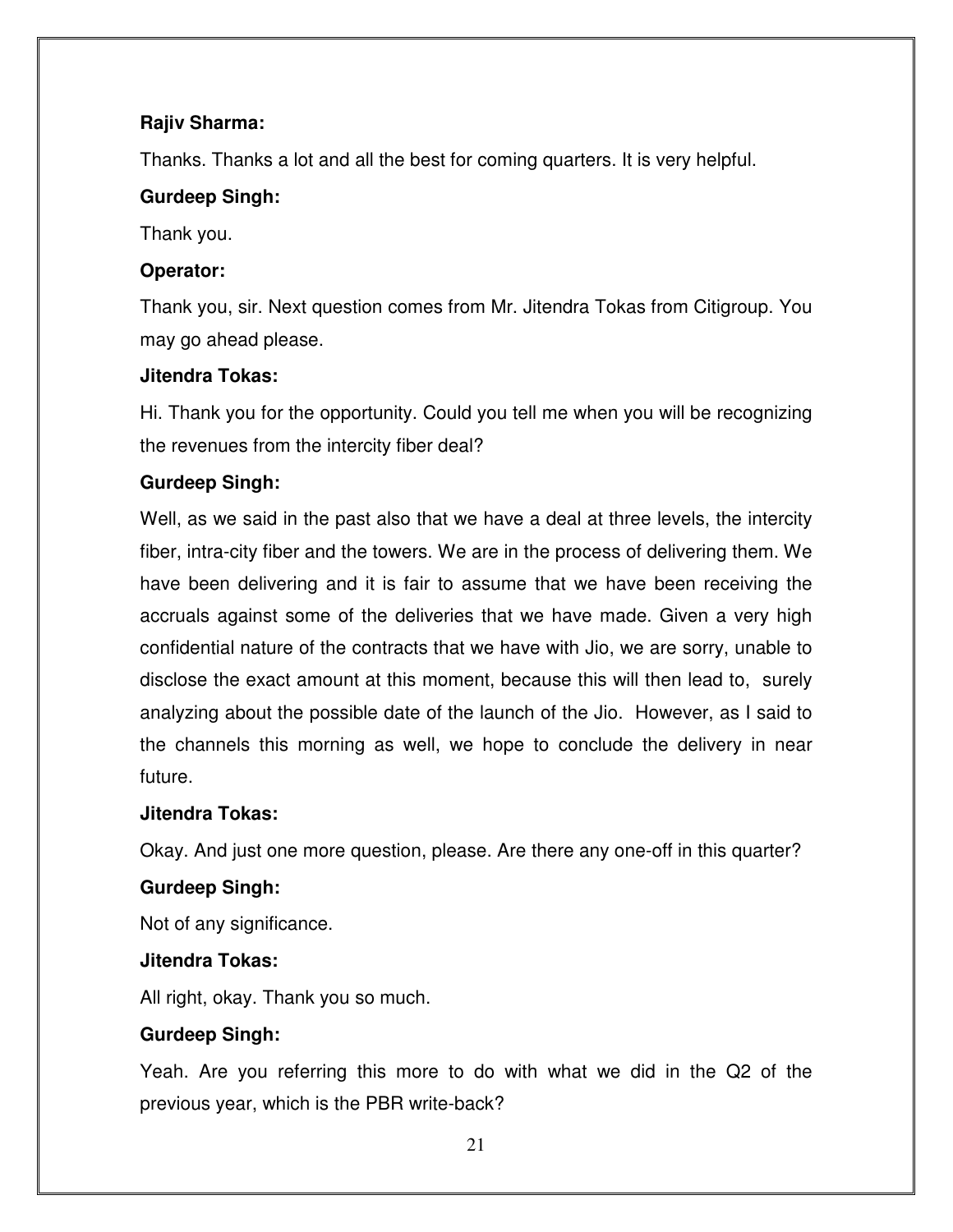**Rajiv Sharma:**

Thanks. Thanks a lot and all the best for coming quarters. It is very helpful.

**Gurdeep Singh:**

Thank you.

**Operator:**

Thank you, sir. Next question comes from Mr. Jitendra Tokas from Citigroup. You may go ahead please.

**Jitendra Tokas:**

Hi. Thank you for the opportunity. Could you tell me when you will be recognizing the revenues from the intercity fiber deal?

**Gurdeep Singh:**

Well, as we said in the past also that we have a deal at three levels, the intercity fiber, intra-city fiber and the towers. We are in the process of delivering them. We have been delivering and it is fair to assume that we have been receiving the accruals against some of the deliveries that we have made. Given a very high confidential nature of the contracts that we have with Jio, we are sorry, unable to disclose the exact amount at this moment, because this will then lead to, surely analyzing about the possible date of the launch of the Jio. However, as I said to the channels this morning as well, we hope to conclude the delivery in near future.

**Jitendra Tokas:**

Okay. And just one more question, please. Are there any one-off in this quarter?

**Gurdeep Singh:**

Not of any significance.

**Jitendra Tokas:**

All right, okay. Thank you so much.

**Gurdeep Singh:**

Yeah. Are you referring this more to do with what we did in the Q2 of the previous year, which is the PBR write-back?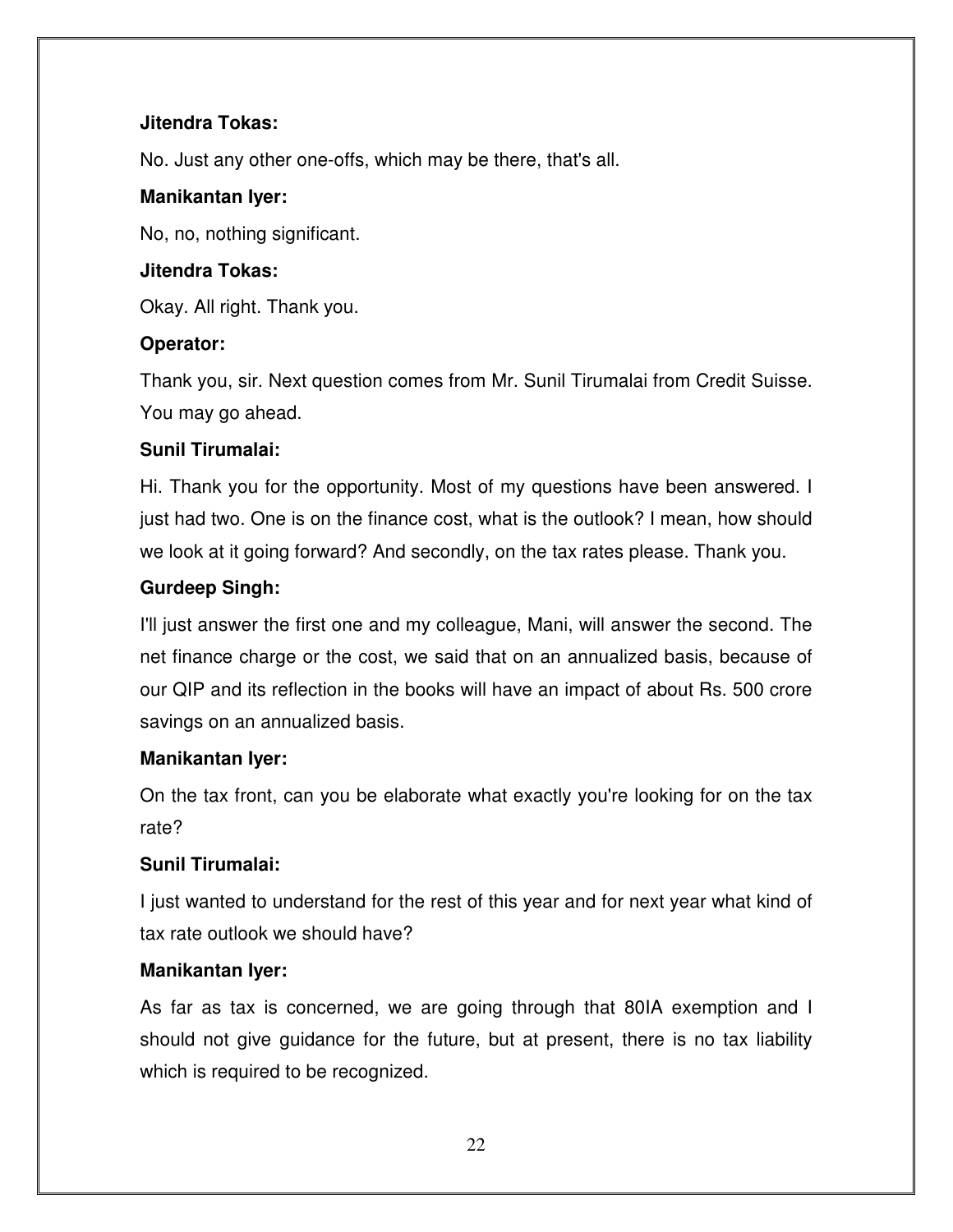**Jitendra Tokas:**

No. Just any other one-offs, which may be there, that's all.

**Manikantan Iyer:**

No, no, nothing significant.

**Jitendra Tokas:**

Okay. All right. Thank you.

**Operator:**

Thank you, sir. Next question comes from Mr. Sunil Tirumalai from Credit Suisse. You may go ahead.

**Sunil Tirumalai:**

Hi. Thank you for the opportunity. Most of my questions have been answered. I just had two. One is on the finance cost, what is the outlook? I mean, how should we look at it going forward? And secondly, on the tax rates please. Thank you.

**Gurdeep Singh:**

I'll just answer the first one and my colleague, Mani, will answer the second. The net finance charge or the cost, we said that on an annualized basis, because of our QIP and its reflection in the books will have an impact of about Rs. 500 crore savings on an annualized basis.

**Manikantan Iyer:**

On the tax front, can you be elaborate what exactly you're looking for on the tax rate?

**Sunil Tirumalai:**

I just wanted to understand for the rest of this year and for next year what kind of tax rate outlook we should have?

**Manikantan Iyer:**

As far as tax is concerned, we are going through that 80IA exemption and I should not give guidance for the future, but at present, there is no tax liability which is required to be recognized.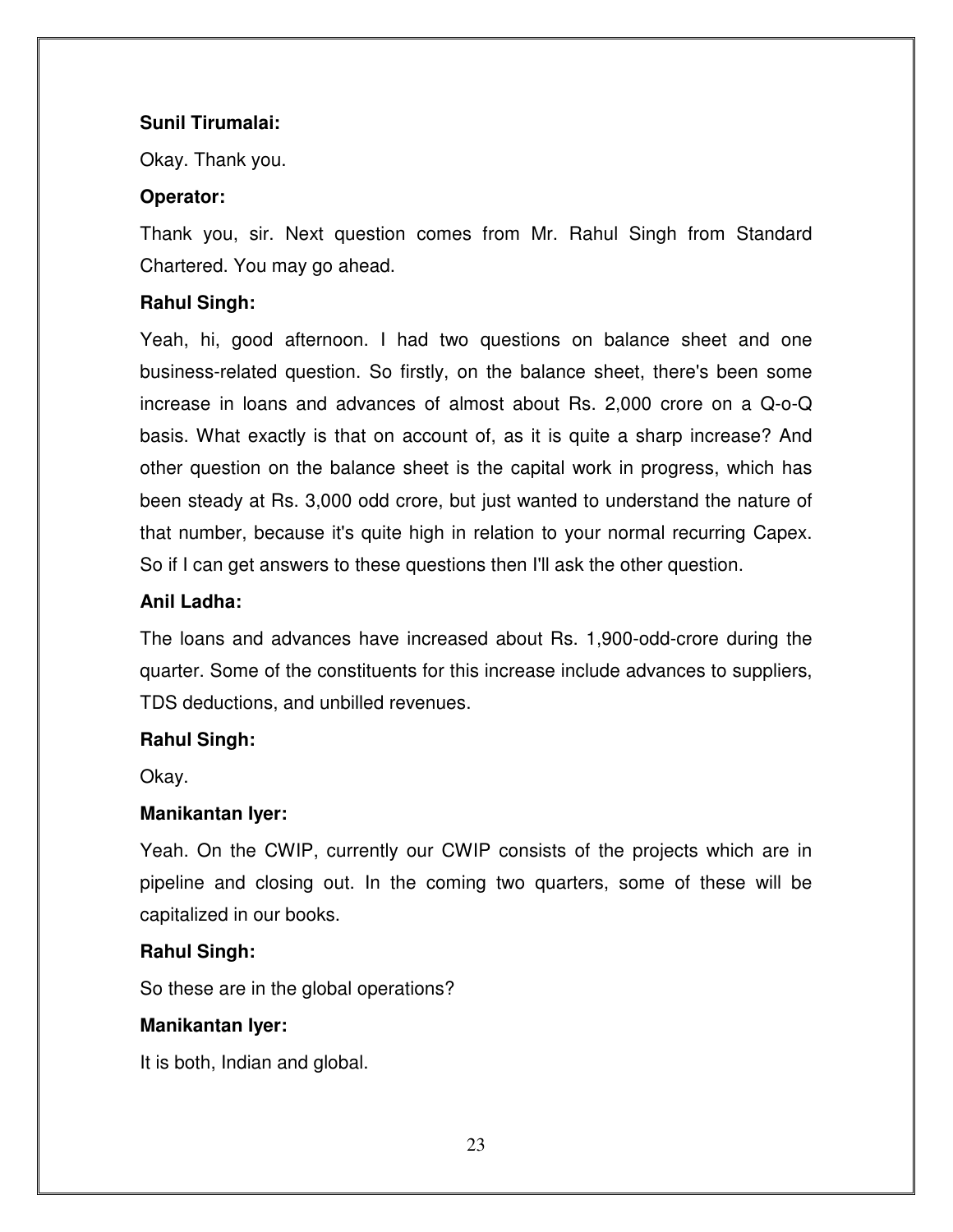**Sunil Tirumalai:**

Okay. Thank you.

**Operator:**

Thank you, sir. Next question comes from Mr. Rahul Singh from Standard Chartered. You may go ahead.

**Rahul Singh:**

Yeah, hi, good afternoon. I had two questions on balance sheet and one business-related question. So firstly, on the balance sheet, there's been some increase in loans and advances of almost about Rs. 2,000 crore on a Q-o-Q basis. What exactly is that on account of, as it is quite a sharp increase? And other question on the balance sheet is the capital work in progress, which has been steady at Rs. 3,000 odd crore, but just wanted to understand the nature of that number, because it's quite high in relation to your normal recurring Capex. So if I can get answers to these questions then I'll ask the other question.

**Anil Ladha:**

The loans and advances have increased about Rs. 1,900-odd-crore during the quarter. Some of the constituents for this increase include advances to suppliers, TDS deductions, and unbilled revenues.

**Rahul Singh:**

Okay.

**Manikantan Iyer:**

Yeah. On the CWIP, currently our CWIP consists of the projects which are in pipeline and closing out. In the coming two quarters, some of these will be capitalized in our books.

**Rahul Singh:**

So these are in the global operations?

**Manikantan Iyer:**

It is both, Indian and global.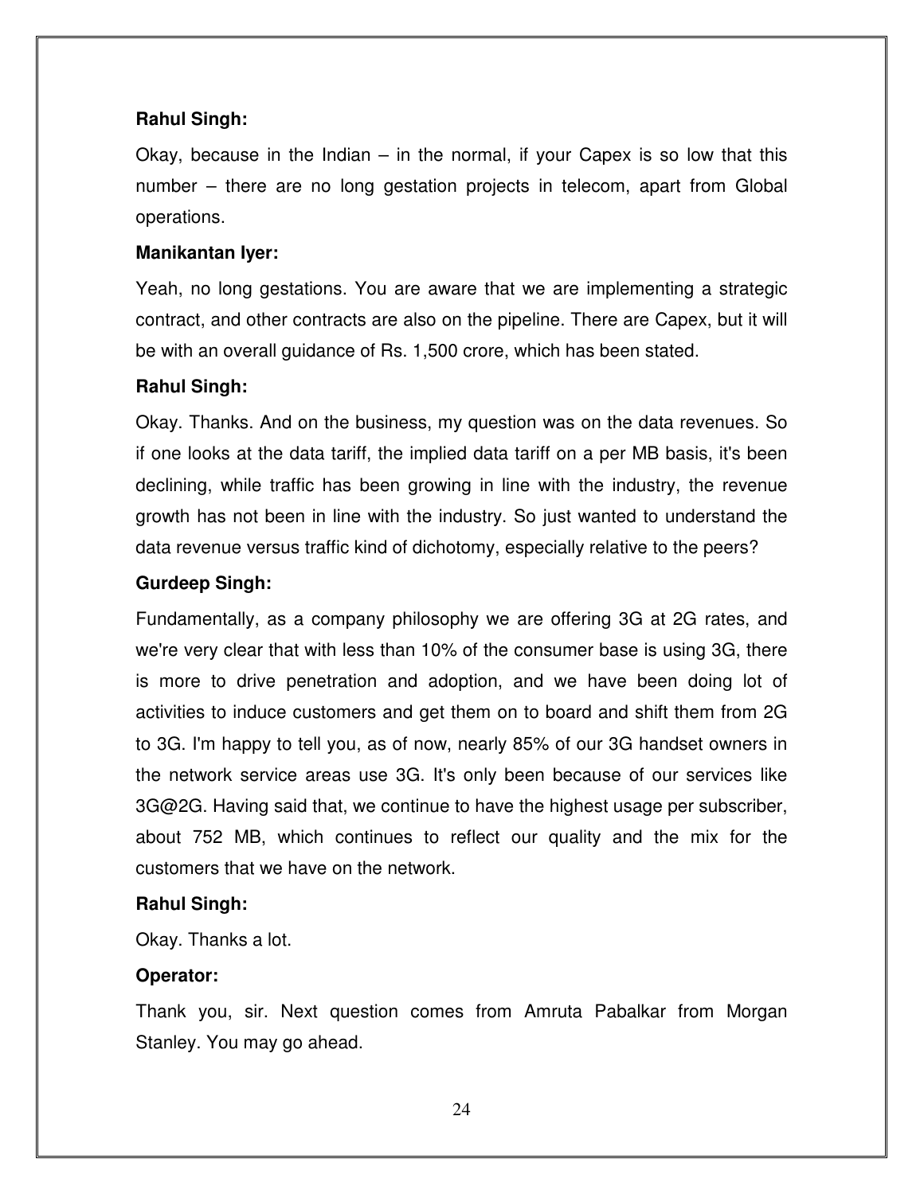**Rahul Singh:**

Okay, because in the Indian – in the normal, if your Capex is so low that this number – there are no long gestation projects in telecom, apart from Global operations.

**Manikantan Iyer:**

Yeah, no long gestations. You are aware that we are implementing a strategic contract, and other contracts are also on the pipeline. There are Capex, but it will be with an overall guidance of Rs. 1,500 crore, which has been stated.

**Rahul Singh:**

Okay. Thanks. And on the business, my question was on the data revenues. So if one looks at the data tariff, the implied data tariff on a per MB basis, it's been declining, while traffic has been growing in line with the industry, the revenue growth has not been in line with the industry. So just wanted to understand the data revenue versus traffic kind of dichotomy, especially relative to the peers?

**Gurdeep Singh:**

Fundamentally, as a company philosophy we are offering 3G at 2G rates, and we're very clear that with less than 10% of the consumer base is using 3G, there is more to drive penetration and adoption, and we have been doing lot of activities to induce customers and get them on to board and shift them from 2G to 3G. I'm happy to tell you, as of now, nearly 85% of our 3G handset owners in the network service areas use 3G. It's only been because of our services like 3G@2G. Having said that, we continue to have the highest usage per subscriber, about 752 MB, which continues to reflect our quality and the mix for the customers that we have on the network.

**Rahul Singh:**

Okay. Thanks a lot.

**Operator:**

Thank you, sir. Next question comes from Amruta Pabalkar from Morgan Stanley. You may go ahead.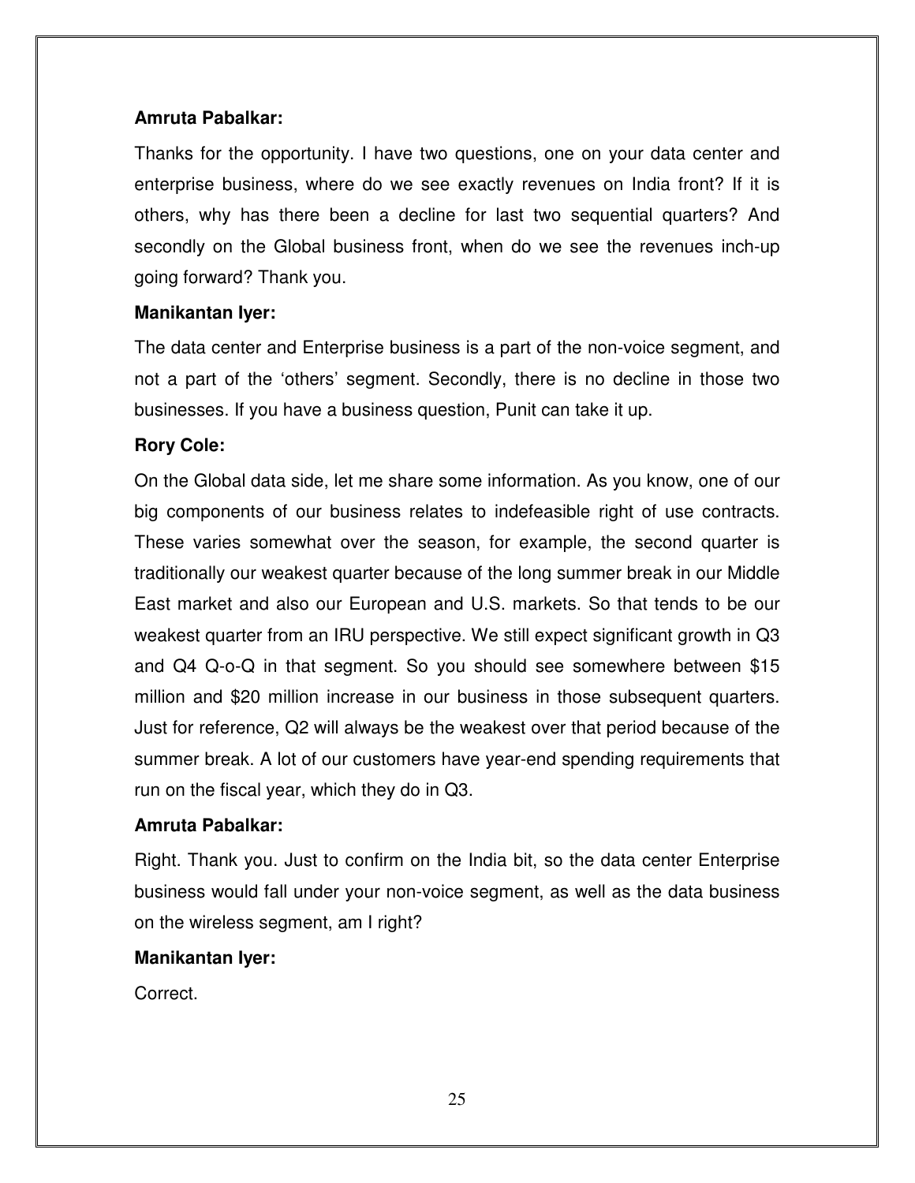**Amruta Pabalkar:**

Thanks for the opportunity. I have two questions, one on your data center and enterprise business, where do we see exactly revenues on India front? If it is others, why has there been a decline for last two sequential quarters? And secondly on the Global business front, when do we see the revenues inch-up going forward? Thank you.

**Manikantan Iyer:**

The data center and Enterprise business is a part of the non-voice segment, and not a part of the 'others' segment. Secondly, there is no decline in those two businesses. If you have a business question, Punit can take it up.

**Rory Cole:**

On the Global data side, let me share some information. As you know, one of our big components of our business relates to indefeasible right of use contracts. These varies somewhat over the season, for example, the second quarter is traditionally our weakest quarter because of the long summer break in our Middle East market and also our European and U.S. markets. So that tends to be our weakest quarter from an IRU perspective. We still expect significant growth in Q3 and Q4 Q-o-Q in that segment. So you should see somewhere between $15 million and $20 million increase in our business in those subsequent quarters. Just for reference, Q2 will always be the weakest over that period because of the summer break. A lot of our customers have year-end spending requirements that run on the fiscal year, which they do in Q3.

**Amruta Pabalkar:**

Right. Thank you. Just to confirm on the India bit, so the data center Enterprise business would fall under your non-voice segment, as well as the data business on the wireless segment, am I right?

**Manikantan Iyer:**

Correct.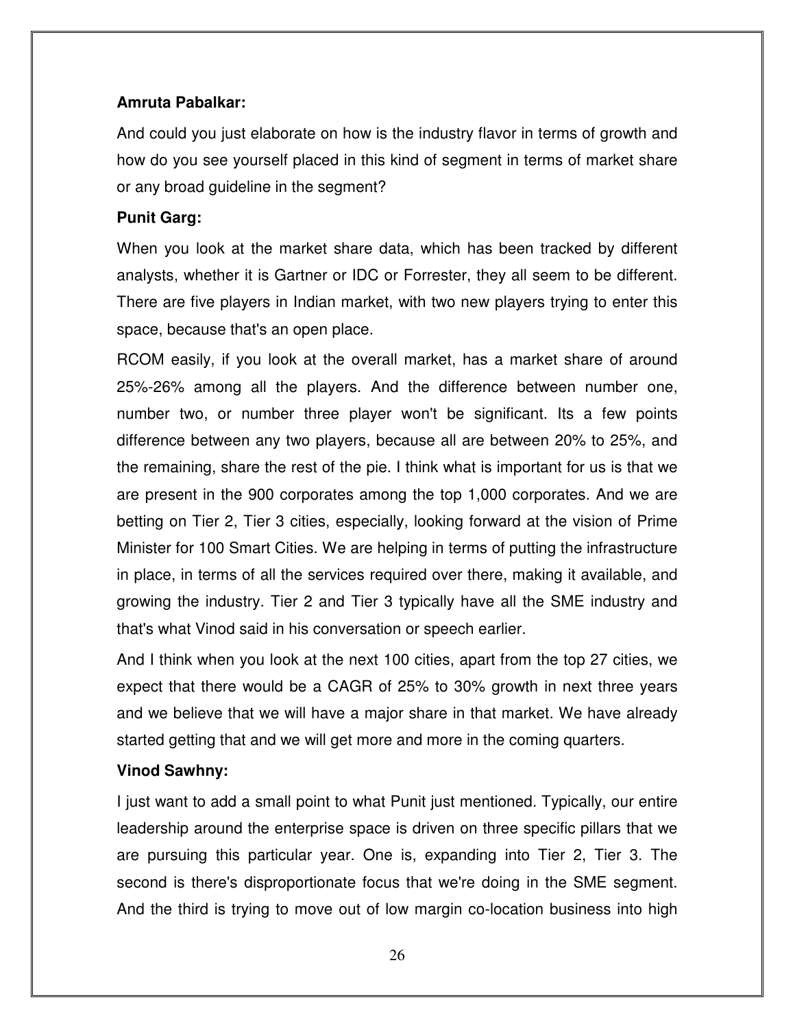**Amruta Pabalkar:**

And could you just elaborate on how is the industry flavor in terms of growth and how do you see yourself placed in this kind of segment in terms of market share or any broad guideline in the segment?

**Punit Garg:**

When you look at the market share data, which has been tracked by different analysts, whether it is Gartner or IDC or Forrester, they all seem to be different. There are five players in Indian market, with two new players trying to enter this space, because that's an open place.

RCOM easily, if you look at the overall market, has a market share of around 25%-26% among all the players. And the difference between number one, number two, or number three player won't be significant. Its a few points difference between any two players, because all are between 20% to 25%, and the remaining, share the rest of the pie. I think what is important for us is that we are present in the 900 corporates among the top 1,000 corporates. And we are betting on Tier 2, Tier 3 cities, especially, looking forward at the vision of Prime Minister for 100 Smart Cities. We are helping in terms of putting the infrastructure in place, in terms of all the services required over there, making it available, and growing the industry. Tier 2 and Tier 3 typically have all the SME industry and that's what Vinod said in his conversation or speech earlier.

And I think when you look at the next 100 cities, apart from the top 27 cities, we expect that there would be a CAGR of 25% to 30% growth in next three years and we believe that we will have a major share in that market. We have already started getting that and we will get more and more in the coming quarters.

**Vinod Sawhny:**

I just want to add a small point to what Punit just mentioned. Typically, our entire leadership around the enterprise space is driven on three specific pillars that we are pursuing this particular year. One is, expanding into Tier 2, Tier 3. The second is there's disproportionate focus that we're doing in the SME segment. And the third is trying to move out of low margin co-location business into high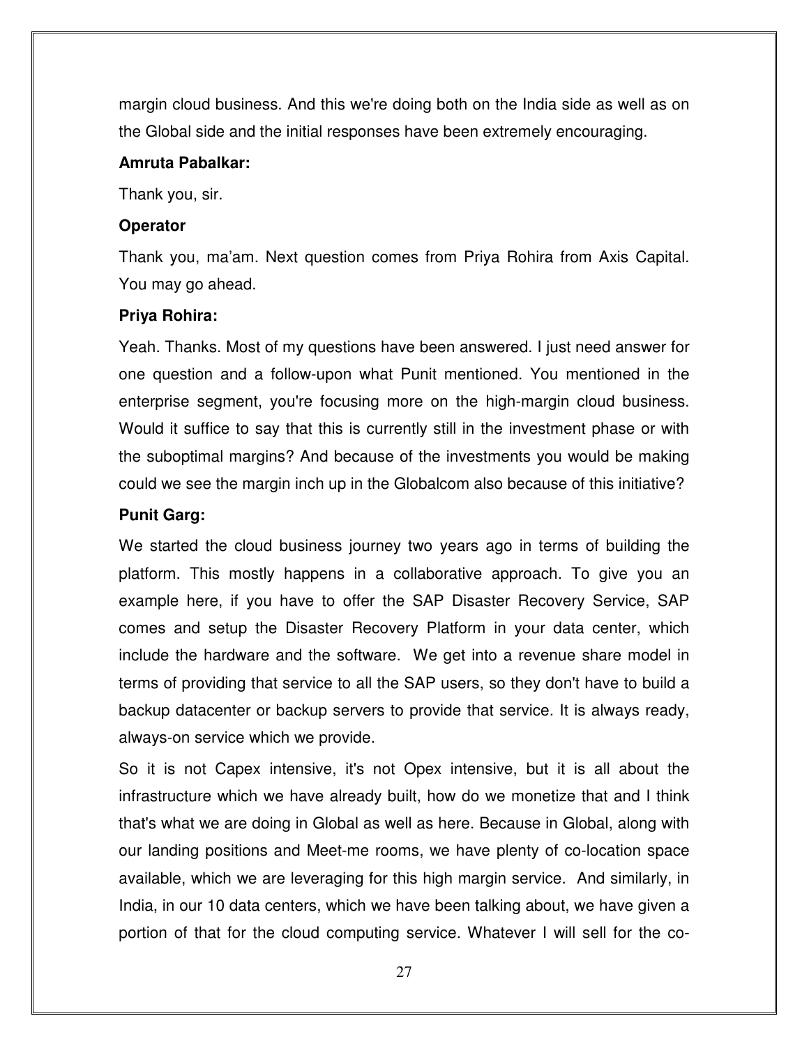margin cloud business. And this we're doing both on the India side as well as on the Global side and the initial responses have been extremely encouraging.

**Amruta Pabalkar:**

Thank you, sir.

**Operator**

Thank you, ma'am. Next question comes from Priya Rohira from Axis Capital. You may go ahead.

**Priya Rohira:**

Yeah. Thanks. Most of my questions have been answered. I just need answer for one question and a follow-upon what Punit mentioned. You mentioned in the enterprise segment, you're focusing more on the high-margin cloud business. Would it suffice to say that this is currently still in the investment phase or with the suboptimal margins? And because of the investments you would be making could we see the margin inch up in the Globalcom also because of this initiative?

**Punit Garg:**

We started the cloud business journey two years ago in terms of building the platform. This mostly happens in a collaborative approach. To give you an example here, if you have to offer the SAP Disaster Recovery Service, SAP comes and setup the Disaster Recovery Platform in your data center, which include the hardware and the software. We get into a revenue share model in terms of providing that service to all the SAP users, so they don't have to build a backup datacenter or backup servers to provide that service. It is always ready, always-on service which we provide.

So it is not Capex intensive, it's not Opex intensive, but it is all about the infrastructure which we have already built, how do we monetize that and I think that's what we are doing in Global as well as here. Because in Global, along with our landing positions and Meet-me rooms, we have plenty of co-location space available, which we are leveraging for this high margin service. And similarly, in India, in our 10 data centers, which we have been talking about, we have given a portion of that for the cloud computing service. Whatever I will sell for the co-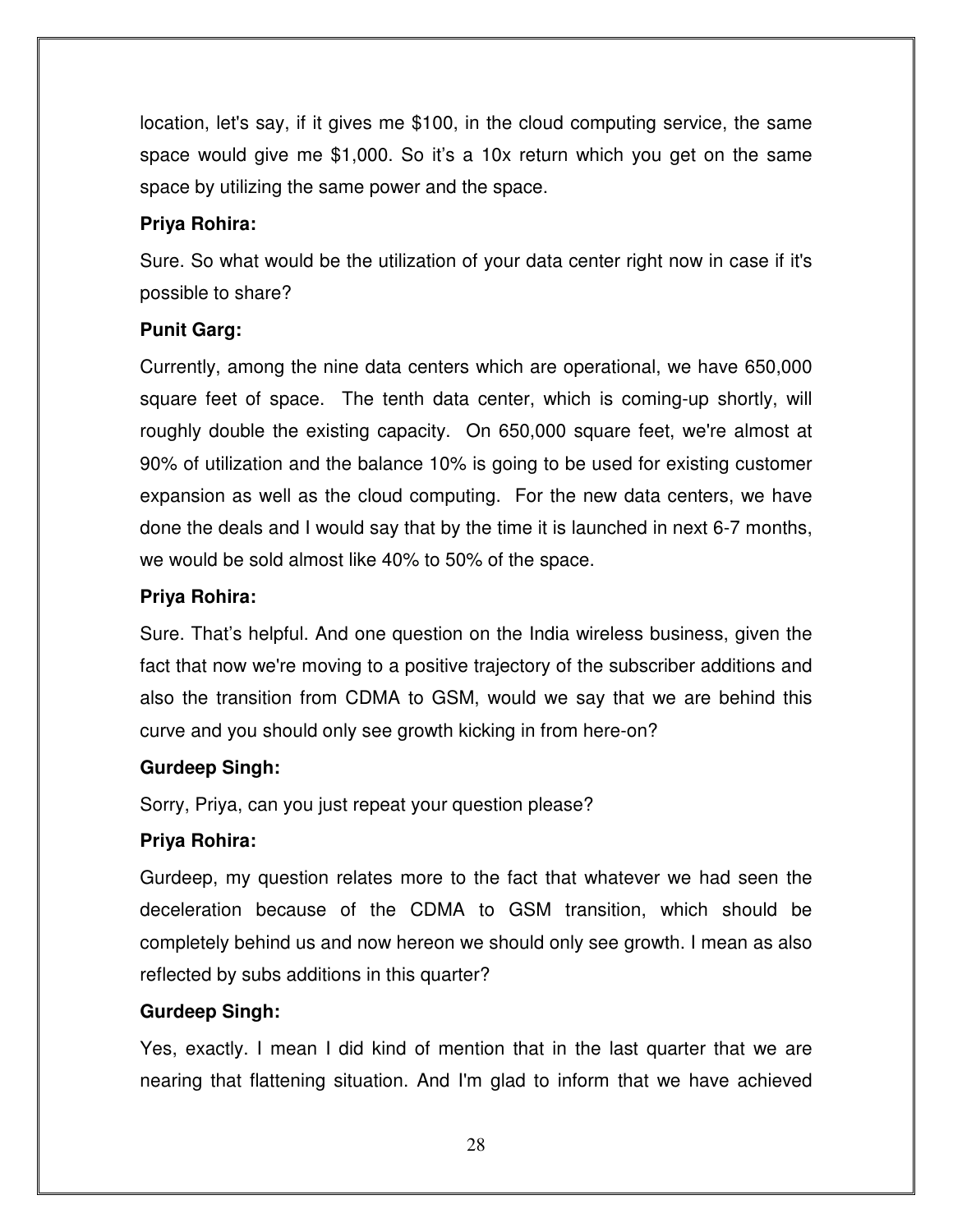location, let's say, if it gives me $100, in the cloud computing service, the same space would give me $1,000. So it's a 10x return which you get on the same space by utilizing the same power and the space.

**Priya Rohira:**

Sure. So what would be the utilization of your data center right now in case if it's possible to share?

**Punit Garg:**

Currently, among the nine data centers which are operational, we have 650,000 square feet of space. The tenth data center, which is coming-up shortly, will roughly double the existing capacity. On 650,000 square feet, we're almost at 90% of utilization and the balance 10% is going to be used for existing customer expansion as well as the cloud computing. For the new data centers, we have done the deals and I would say that by the time it is launched in next 6-7 months, we would be sold almost like 40% to 50% of the space.

**Priya Rohira:**

Sure. That's helpful. And one question on the India wireless business, given the fact that now we're moving to a positive trajectory of the subscriber additions and also the transition from CDMA to GSM, would we say that we are behind this curve and you should only see growth kicking in from here-on?

**Gurdeep Singh:**

Sorry, Priya, can you just repeat your question please?

**Priya Rohira:**

Gurdeep, my question relates more to the fact that whatever we had seen the deceleration because of the CDMA to GSM transition, which should be completely behind us and now hereon we should only see growth. I mean as also reflected by subs additions in this quarter?

**Gurdeep Singh:**

Yes, exactly. I mean I did kind of mention that in the last quarter that we are nearing that flattening situation. And I'm glad to inform that we have achieved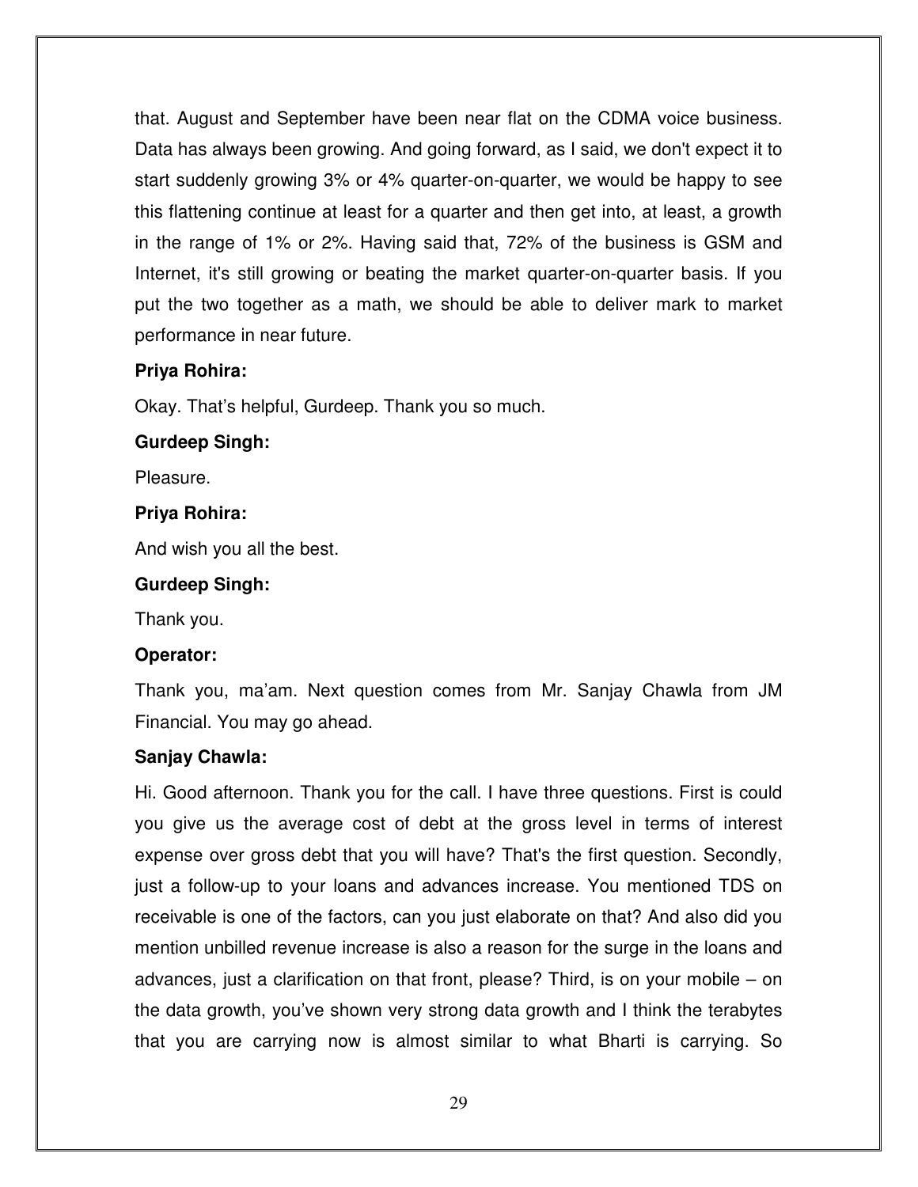that. August and September have been near flat on the CDMA voice business. Data has always been growing. And going forward, as I said, we don't expect it to start suddenly growing 3% or 4% quarter-on-quarter, we would be happy to see this flattening continue at least for a quarter and then get into, at least, a growth in the range of 1% or 2%. Having said that, 72% of the business is GSM and Internet, it's still growing or beating the market quarter-on-quarter basis. If you put the two together as a math, we should be able to deliver mark to market performance in near future.

**Priya Rohira:**

Okay. That's helpful, Gurdeep. Thank you so much.

**Gurdeep Singh:**

Pleasure.

**Priya Rohira:**

And wish you all the best.

**Gurdeep Singh:**

Thank you.

**Operator:**

Thank you, ma'am. Next question comes from Mr. Sanjay Chawla from JM Financial. You may go ahead.

**Sanjay Chawla:**

Hi. Good afternoon. Thank you for the call. I have three questions. First is could you give us the average cost of debt at the gross level in terms of interest expense over gross debt that you will have? That's the first question. Secondly, just a follow-up to your loans and advances increase. You mentioned TDS on receivable is one of the factors, can you just elaborate on that? And also did you mention unbilled revenue increase is also a reason for the surge in the loans and advances, just a clarification on that front, please? Third, is on your mobile – on the data growth, you've shown very strong data growth and I think the terabytes that you are carrying now is almost similar to what Bharti is carrying. So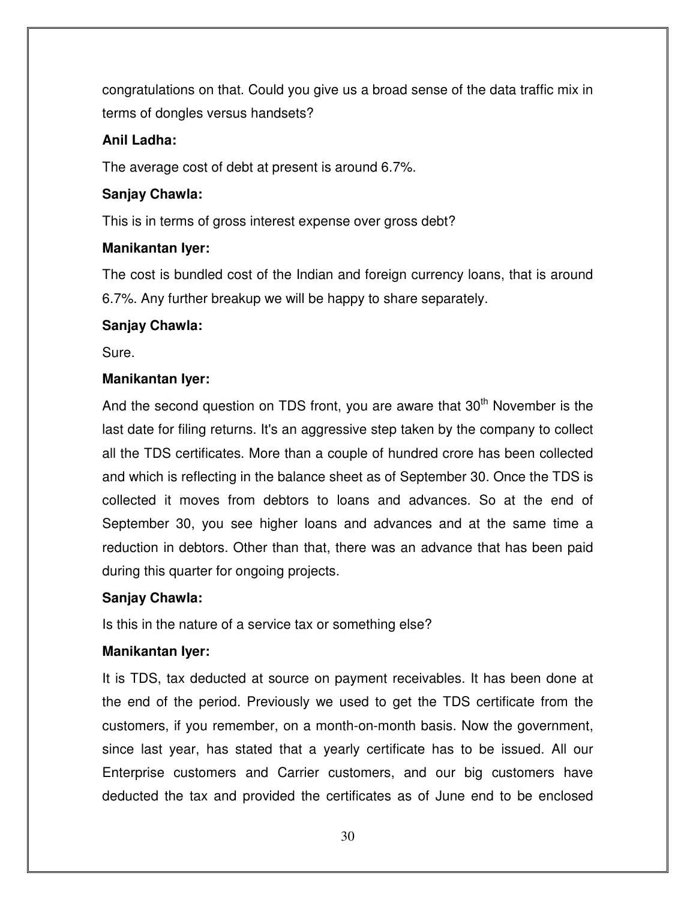congratulations on that. Could you give us a broad sense of the data traffic mix in terms of dongles versus handsets?

**Anil Ladha:**

The average cost of debt at present is around 6.7%.

**Sanjay Chawla:**

This is in terms of gross interest expense over gross debt?

**Manikantan Iyer:**

The cost is bundled cost of the Indian and foreign currency loans, that is around 6.7%. Any further breakup we will be happy to share separately.

**Sanjay Chawla:**

Sure.

**Manikantan Iyer:**

And the second question on TDS front, you are aware that 30th November is the last date for filing returns. It's an aggressive step taken by the company to collect all the TDS certificates. More than a couple of hundred crore has been collected and which is reflecting in the balance sheet as of September 30. Once the TDS is collected it moves from debtors to loans and advances. So at the end of September 30, you see higher loans and advances and at the same time a reduction in debtors. Other than that, there was an advance that has been paid during this quarter for ongoing projects.

**Sanjay Chawla:**

Is this in the nature of a service tax or something else?

**Manikantan Iyer:**

It is TDS, tax deducted at source on payment receivables. It has been done at the end of the period. Previously we used to get the TDS certificate from the customers, if you remember, on a month-on-month basis. Now the government, since last year, has stated that a yearly certificate has to be issued. All our Enterprise customers and Carrier customers, and our big customers have deducted the tax and provided the certificates as of June end to be enclosed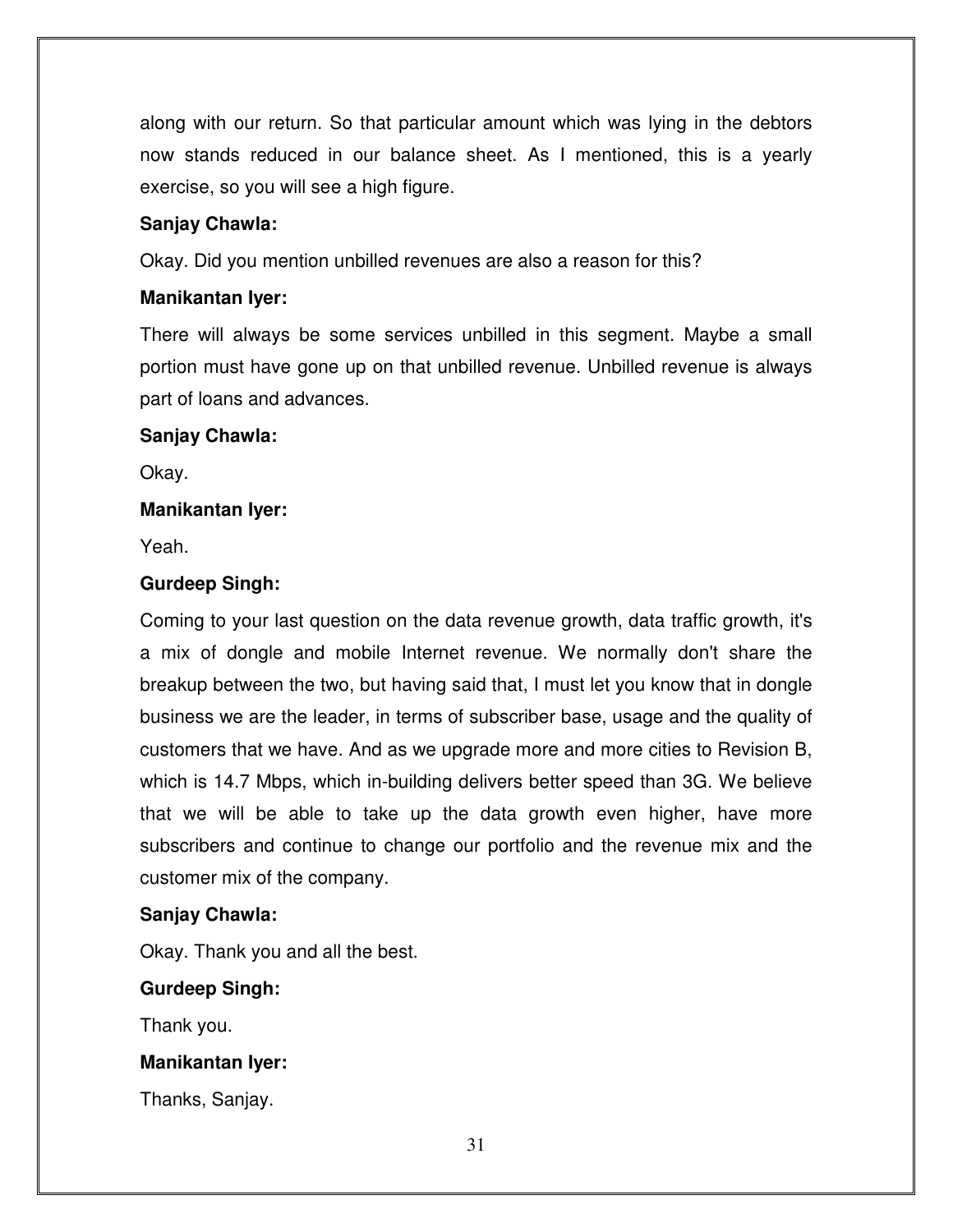along with our return. So that particular amount which was lying in the debtors now stands reduced in our balance sheet. As I mentioned, this is a yearly exercise, so you will see a high figure.

**Sanjay Chawla:**

Okay. Did you mention unbilled revenues are also a reason for this?

**Manikantan Iyer:**

There will always be some services unbilled in this segment. Maybe a small portion must have gone up on that unbilled revenue. Unbilled revenue is always part of loans and advances.

**Sanjay Chawla:**

Okay.

**Manikantan Iyer:**

Yeah.

**Gurdeep Singh:**

Coming to your last question on the data revenue growth, data traffic growth, it's a mix of dongle and mobile Internet revenue. We normally don't share the breakup between the two, but having said that, I must let you know that in dongle business we are the leader, in terms of subscriber base, usage and the quality of customers that we have. And as we upgrade more and more cities to Revision B, which is 14.7 Mbps, which in-building delivers better speed than 3G. We believe that we will be able to take up the data growth even higher, have more subscribers and continue to change our portfolio and the revenue mix and the customer mix of the company.

**Sanjay Chawla:**

Okay. Thank you and all the best.

**Gurdeep Singh:**

Thank you.

**Manikantan Iyer:**

Thanks, Sanjay.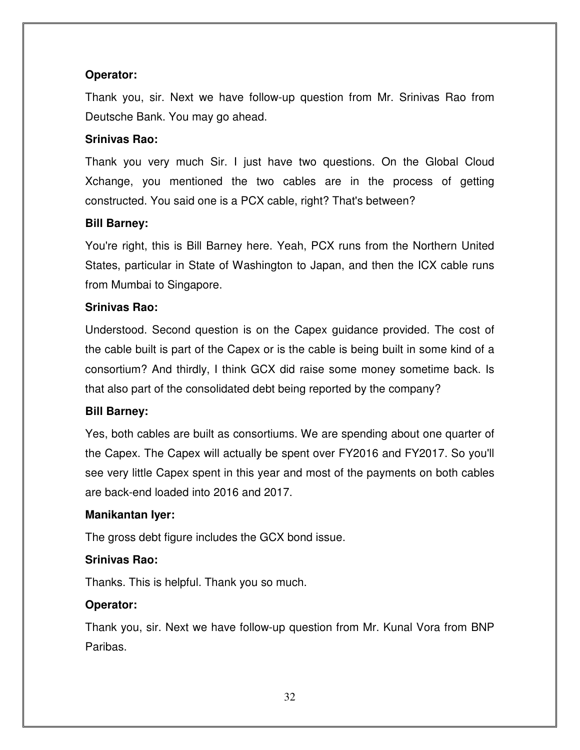**Operator:**

Thank you, sir. Next we have follow-up question from Mr. Srinivas Rao from Deutsche Bank. You may go ahead.

**Srinivas Rao:**

Thank you very much Sir. I just have two questions. On the Global Cloud Xchange, you mentioned the two cables are in the process of getting constructed. You said one is a PCX cable, right? That's between?

**Bill Barney:**

You're right, this is Bill Barney here. Yeah, PCX runs from the Northern United States, particular in State of Washington to Japan, and then the ICX cable runs from Mumbai to Singapore.

**Srinivas Rao:**

Understood. Second question is on the Capex guidance provided. The cost of the cable built is part of the Capex or is the cable is being built in some kind of a consortium? And thirdly, I think GCX did raise some money sometime back. Is that also part of the consolidated debt being reported by the company?

**Bill Barney:**

Yes, both cables are built as consortiums. We are spending about one quarter of the Capex. The Capex will actually be spent over FY2016 and FY2017. So you'll see very little Capex spent in this year and most of the payments on both cables are back-end loaded into 2016 and 2017.

**Manikantan Iyer:**

The gross debt figure includes the GCX bond issue.

**Srinivas Rao:**

Thanks. This is helpful. Thank you so much.

**Operator:**

Thank you, sir. Next we have follow-up question from Mr. Kunal Vora from BNP Paribas.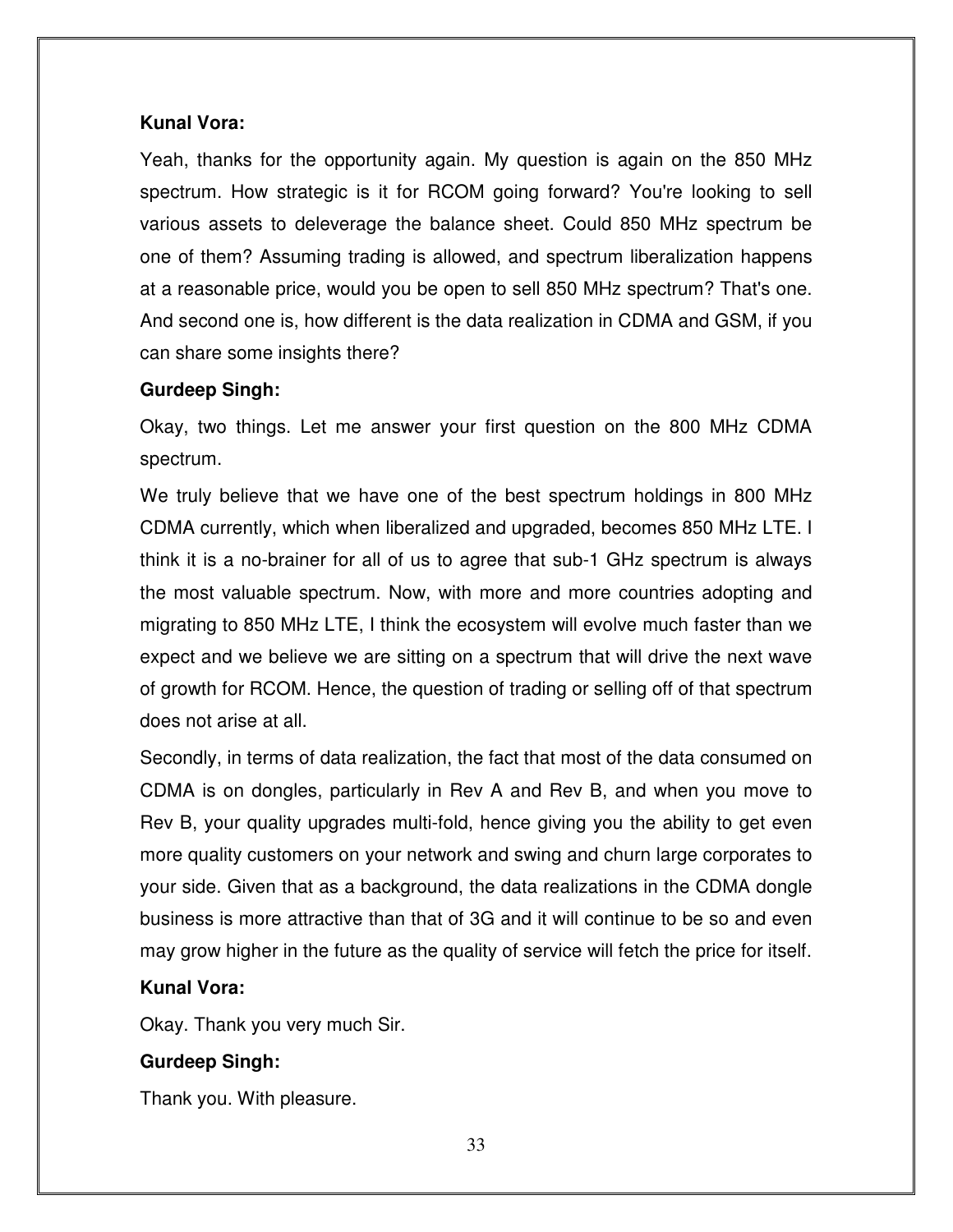**Kunal Vora:**

Yeah, thanks for the opportunity again. My question is again on the 850 MHz spectrum. How strategic is it for RCOM going forward? You're looking to sell various assets to deleverage the balance sheet. Could 850 MHz spectrum be one of them? Assuming trading is allowed, and spectrum liberalization happens at a reasonable price, would you be open to sell 850 MHz spectrum? That's one. And second one is, how different is the data realization in CDMA and GSM, if you can share some insights there?

**Gurdeep Singh:**

Okay, two things. Let me answer your first question on the 800 MHz CDMA spectrum.

We truly believe that we have one of the best spectrum holdings in 800 MHz CDMA currently, which when liberalized and upgraded, becomes 850 MHz LTE. I think it is a no-brainer for all of us to agree that sub-1 GHz spectrum is always the most valuable spectrum. Now, with more and more countries adopting and migrating to 850 MHz LTE, I think the ecosystem will evolve much faster than we expect and we believe we are sitting on a spectrum that will drive the next wave of growth for RCOM. Hence, the question of trading or selling off of that spectrum does not arise at all.

Secondly, in terms of data realization, the fact that most of the data consumed on CDMA is on dongles, particularly in Rev A and Rev B, and when you move to Rev B, your quality upgrades multi-fold, hence giving you the ability to get even more quality customers on your network and swing and churn large corporates to your side. Given that as a background, the data realizations in the CDMA dongle business is more attractive than that of 3G and it will continue to be so and even may grow higher in the future as the quality of service will fetch the price for itself.

**Kunal Vora:**

Okay. Thank you very much Sir.

**Gurdeep Singh:**

Thank you. With pleasure.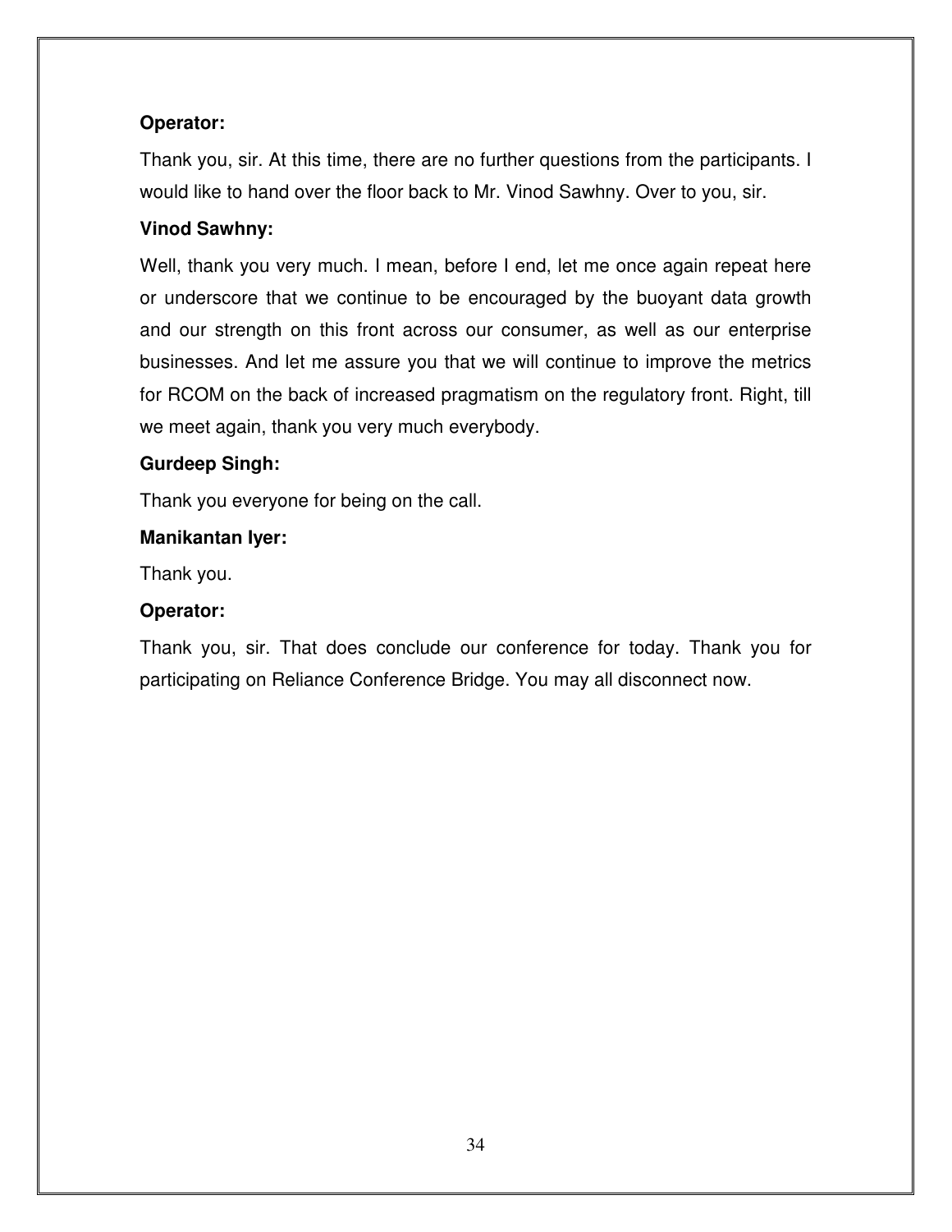**Operator:**

Thank you, sir. At this time, there are no further questions from the participants. I would like to hand over the floor back to Mr. Vinod Sawhny. Over to you, sir.

**Vinod Sawhny:**

Well, thank you very much. I mean, before I end, let me once again repeat here or underscore that we continue to be encouraged by the buoyant data growth and our strength on this front across our consumer, as well as our enterprise businesses. And let me assure you that we will continue to improve the metrics for RCOM on the back of increased pragmatism on the regulatory front. Right, till we meet again, thank you very much everybody.

**Gurdeep Singh:**

Thank you everyone for being on the call.

**Manikantan Iyer:**

Thank you.

**Operator:**

Thank you, sir. That does conclude our conference for today. Thank you for participating on Reliance Conference Bridge. You may all disconnect now.